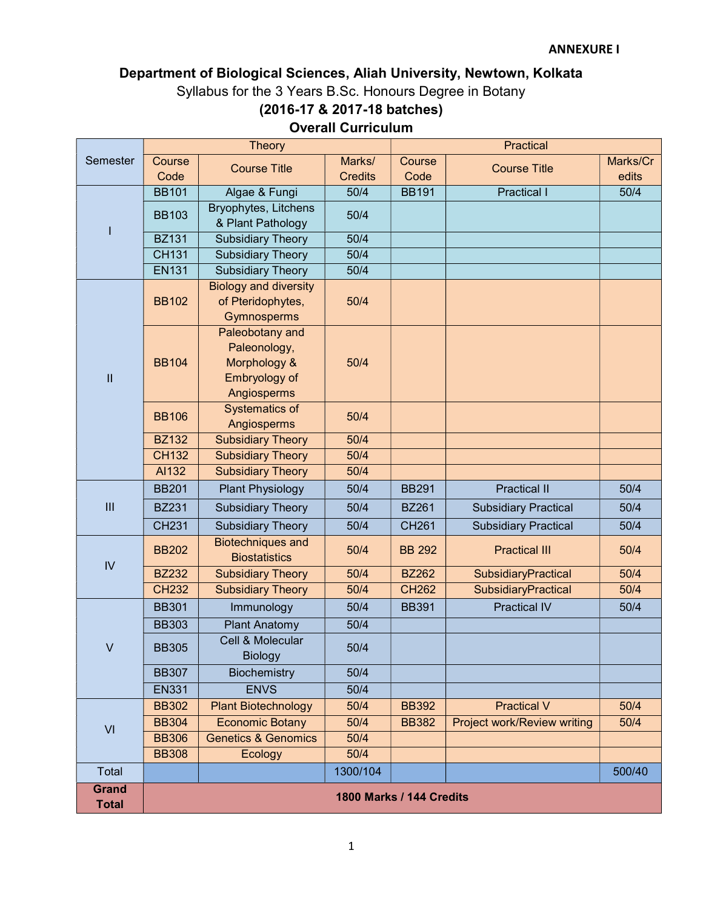ANNEXURE I

# Department of Biological Sciences, Aliah University, Newtown, Kolkata

Syllabus for the 3 Years B.Sc. Honours Degree in Botany

## (2016-17 & 2017-18 batches)

## Overall Curriculum

| Semester | Theory | | | Practical | | |
|---|---|---|---|---|---|---|
| | Course Code | Course Title | Marks/ Credits | Course Code | Course Title | Marks/Credits |
| I | BB101 | Algae & Fungi | 50/4 | BB191 | Practical I | 50/4 |
| | BB103 | Bryophytes, Litchens & Plant Pathology | 50/4 | | | |
| | BZ131 | Subsidiary Theory | 50/4 | | | |
| | CH131 | Subsidiary Theory | 50/4 | | | |
| | EN131 | Subsidiary Theory | 50/4 | | | |
| II | BB102 | Biology and diversity of Pteridophytes, Gymnosperms | 50/4 | | | |
| | BB104 | Paleobotany and Paleonology, Morphology & Embryology of Angiosperms | 50/4 | | | |
| | BB106 | Systematics of Angiosperms | 50/4 | | | |
| | BZ132 | Subsidiary Theory | 50/4 | | | |
| | CH132 | Subsidiary Theory | 50/4 | | | |
| | AI132 | Subsidiary Theory | 50/4 | | | |
| III | BB201 | Plant Physiology | 50/4 | BB291 | Practical II | 50/4 |
| | BZ231 | Subsidiary Theory | 50/4 | BZ261 | Subsidiary Practical | 50/4 |
| | CH231 | Subsidiary Theory | 50/4 | CH261 | Subsidiary Practical | 50/4 |
| IV | BB202 | Biotechniques and Biostatistics | 50/4 | BB 292 | Practical III | 50/4 |
| | BZ232 | Subsidiary Theory | 50/4 | BZ262 | SubsidiaryPractical | 50/4 |
| | CH232 | Subsidiary Theory | 50/4 | CH262 | SubsidiaryPractical | 50/4 |
| V | BB301 | Immunology | 50/4 | BB391 | Practical IV | 50/4 |
| | BB303 | Plant Anatomy | 50/4 | | | |
| | BB305 | Cell & Molecular Biology | 50/4 | | | |
| | BB307 | Biochemistry | 50/4 | | | |
| | EN331 | ENVS | 50/4 | | | |
| VI | BB302 | Plant Biotechnology | 50/4 | BB392 | Practical V | 50/4 |
| | BB304 | Economic Botany | 50/4 | BB382 | Project work/Review writing | 50/4 |
| | BB306 | Genetics & Genomics | 50/4 | | | |
| | BB308 | Ecology | 50/4 | | | |
| Total | | | 1300/104 | | | 500/40 |
| **Grand Total** | **1800 Marks / 144 Credits** | | | | | |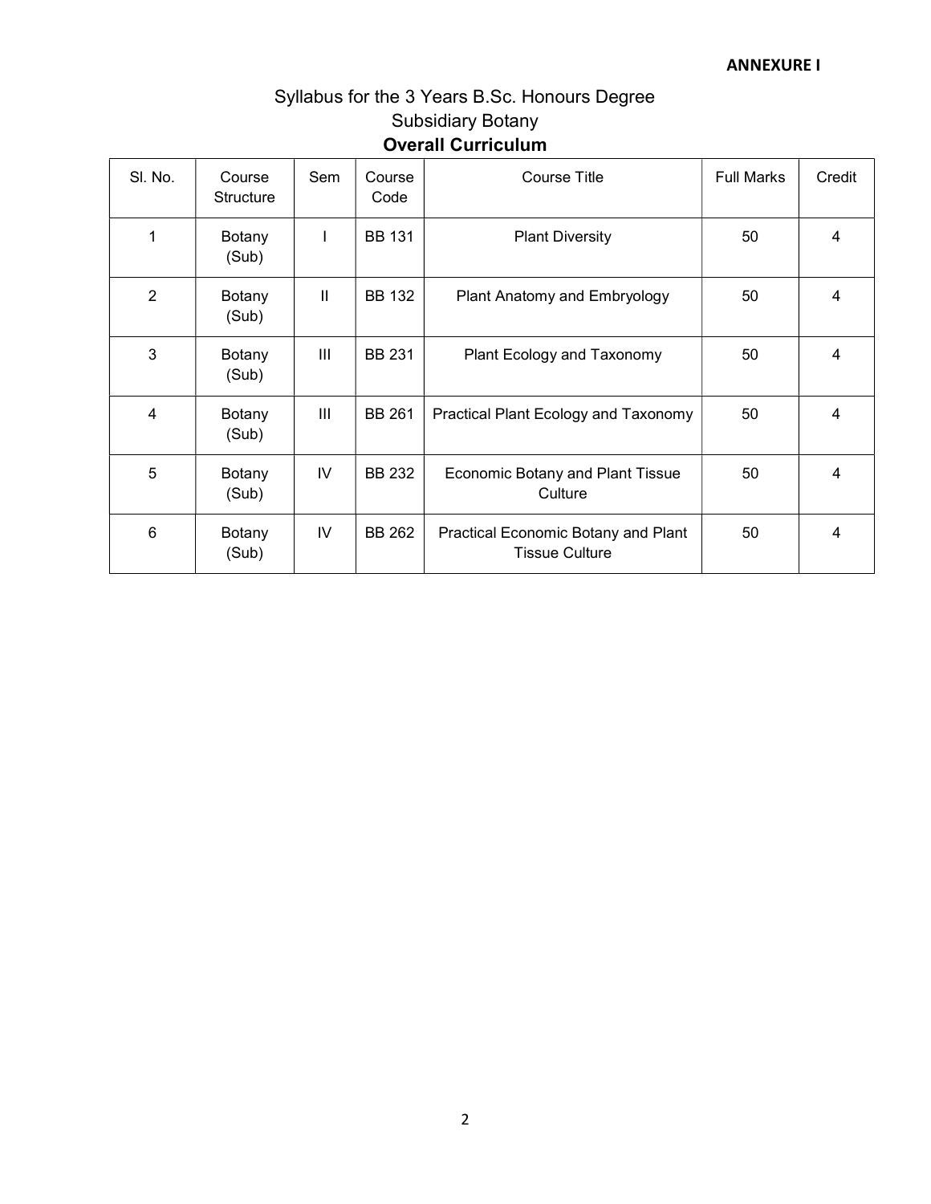**ANNEXURE I**

# Syllabus for the 3 Years B.Sc. Honours Degree

## Subsidiary Botany

### Overall Curriculum

| Sl. No. | Course Structure | Sem | Course Code | Course Title | Full Marks | Credit |
|---|---|---|---|---|---|---|
| 1 | Botany (Sub) | I | BB 131 | Plant Diversity | 50 | 4 |
| 2 | Botany (Sub) | II | BB 132 | Plant Anatomy and Embryology | 50 | 4 |
| 3 | Botany (Sub) | III | BB 231 | Plant Ecology and Taxonomy | 50 | 4 |
| 4 | Botany (Sub) | III | BB 261 | Practical Plant Ecology and Taxonomy | 50 | 4 |
| 5 | Botany (Sub) | IV | BB 232 | Economic Botany and Plant Tissue Culture | 50 | 4 |
| 6 | Botany (Sub) | IV | BB 262 | Practical Economic Botany and Plant Tissue Culture | 50 | 4 |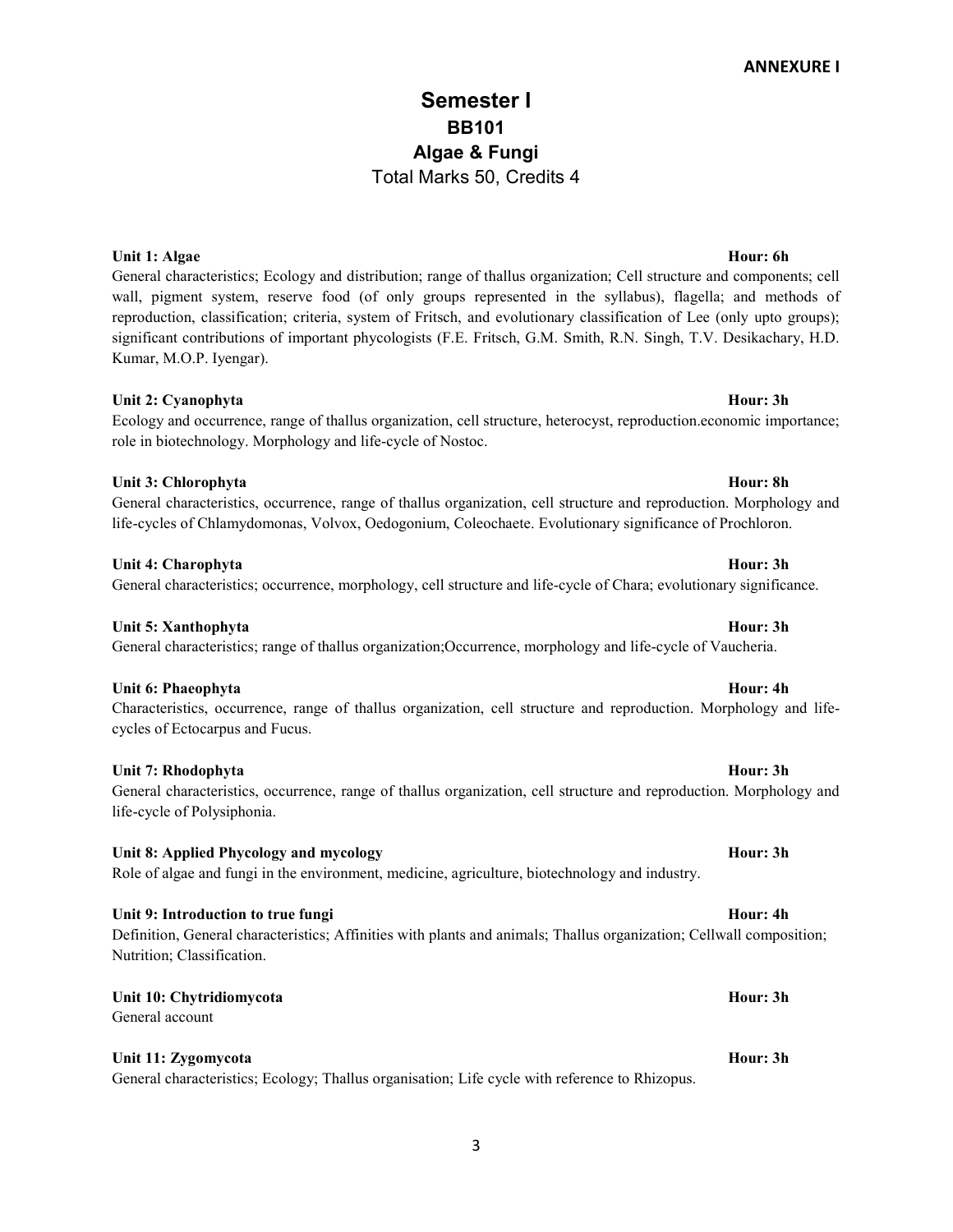**ANNEXURE I**

# Semester I
## BB101
## Algae & Fungi
Total Marks 50, Credits 4

**Unit 1: Algae** **Hour: 6h**
General characteristics; Ecology and distribution; range of thallus organization; Cell structure and components; cell wall, pigment system, reserve food (of only groups represented in the syllabus), flagella; and methods of reproduction, classification; criteria, system of Fritsch, and evolutionary classification of Lee (only upto groups); significant contributions of important phycologists (F.E. Fritsch, G.M. Smith, R.N. Singh, T.V. Desikachary, H.D. Kumar, M.O.P. Iyengar).

**Unit 2: Cyanophyta** **Hour: 3h**
Ecology and occurrence, range of thallus organization, cell structure, heterocyst, reproduction.economic importance; role in biotechnology. Morphology and life-cycle of Nostoc.

**Unit 3: Chlorophyta** **Hour: 8h**
General characteristics, occurrence, range of thallus organization, cell structure and reproduction. Morphology and life-cycles of Chlamydomonas, Volvox, Oedogonium, Coleochaete. Evolutionary significance of Prochloron.

**Unit 4: Charophyta** **Hour: 3h**
General characteristics; occurrence, morphology, cell structure and life-cycle of Chara; evolutionary significance.

**Unit 5: Xanthophyta** **Hour: 3h**
General characteristics; range of thallus organization;Occurrence, morphology and life-cycle of Vaucheria.

**Unit 6: Phaeophyta** **Hour: 4h**
Characteristics, occurrence, range of thallus organization, cell structure and reproduction. Morphology and life-cycles of Ectocarpus and Fucus.

**Unit 7: Rhodophyta** **Hour: 3h**
General characteristics, occurrence, range of thallus organization, cell structure and reproduction. Morphology and life-cycle of Polysiphonia.

**Unit 8: Applied Phycology and mycology** **Hour: 3h**
Role of algae and fungi in the environment, medicine, agriculture, biotechnology and industry.

**Unit 9: Introduction to true fungi** **Hour: 4h**
Definition, General characteristics; Affinities with plants and animals; Thallus organization; Cellwall composition; Nutrition; Classification.

**Unit 10: Chytridiomycota** **Hour: 3h**
General account

**Unit 11: Zygomycota** **Hour: 3h**
General characteristics; Ecology; Thallus organisation; Life cycle with reference to Rhizopus.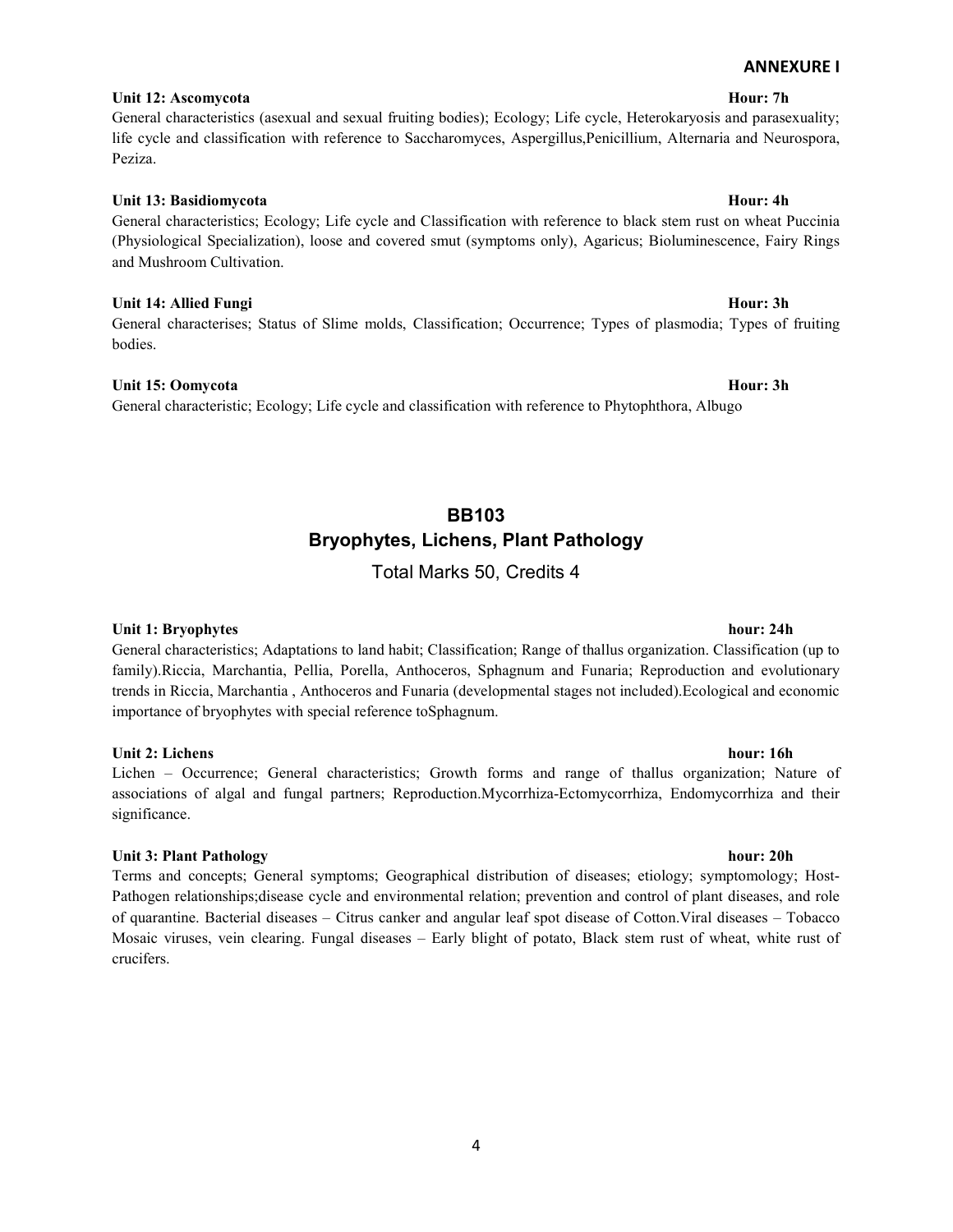**ANNEXURE I**

**Unit 12: Ascomycota** **Hour: 7h**

General characteristics (asexual and sexual fruiting bodies); Ecology; Life cycle, Heterokaryosis and parasexuality; life cycle and classification with reference to Saccharomyces, Aspergillus,Penicillium, Alternaria and Neurospora, Peziza.

**Unit 13: Basidiomycota** **Hour: 4h**

General characteristics; Ecology; Life cycle and Classification with reference to black stem rust on wheat Puccinia (Physiological Specialization), loose and covered smut (symptoms only), Agaricus; Bioluminescence, Fairy Rings and Mushroom Cultivation.

**Unit 14: Allied Fungi** **Hour: 3h**

General characterises; Status of Slime molds, Classification; Occurrence; Types of plasmodia; Types of fruiting bodies.

**Unit 15: Oomycota** **Hour: 3h**

General characteristic; Ecology; Life cycle and classification with reference to Phytophthora, Albugo

## BB103
## Bryophytes, Lichens, Plant Pathology

Total Marks 50, Credits 4

**Unit 1: Bryophytes** **hour: 24h**

General characteristics; Adaptations to land habit; Classification; Range of thallus organization. Classification (up to family).Riccia, Marchantia, Pellia, Porella, Anthoceros, Sphagnum and Funaria; Reproduction and evolutionary trends in Riccia, Marchantia , Anthoceros and Funaria (developmental stages not included).Ecological and economic importance of bryophytes with special reference toSphagnum.

**Unit 2: Lichens** **hour: 16h**

Lichen – Occurrence; General characteristics; Growth forms and range of thallus organization; Nature of associations of algal and fungal partners; Reproduction.Mycorrhiza-Ectomycorrhiza, Endomycorrhiza and their significance.

**Unit 3: Plant Pathology** **hour: 20h**

Terms and concepts; General symptoms; Geographical distribution of diseases; etiology; symptomology; Host-Pathogen relationships;disease cycle and environmental relation; prevention and control of plant diseases, and role of quarantine. Bacterial diseases – Citrus canker and angular leaf spot disease of Cotton.Viral diseases – Tobacco Mosaic viruses, vein clearing. Fungal diseases – Early blight of potato, Black stem rust of wheat, white rust of crucifers.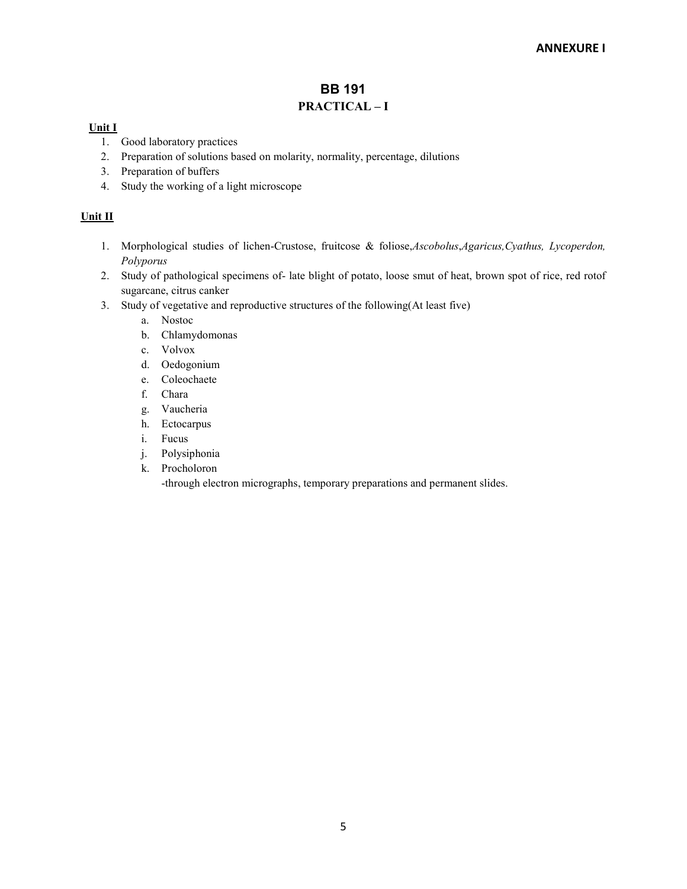**ANNEXURE I**

# BB 191

## PRACTICAL – I

**Unit I**

1. Good laboratory practices
2. Preparation of solutions based on molarity, normality, percentage, dilutions
3. Preparation of buffers
4. Study the working of a light microscope

**Unit II**

1. Morphological studies of lichen-Crustose, fruitcose & foliose,*Ascobolus*,*Agaricus,Cyathus, Lycoperdon, Polyporus*
2. Study of pathological specimens of- late blight of potato, loose smut of heat, brown spot of rice, red rotof sugarcane, citrus canker
3. Study of vegetative and reproductive structures of the following(At least five)
    a. Nostoc
    b. Chlamydomonas
    c. Volvox
    d. Oedogonium
    e. Coleochaete
    f. Chara
    g. Vaucheria
    h. Ectocarpus
    i. Fucus
    j. Polysiphonia
    k. Procholoron

    -through electron micrographs, temporary preparations and permanent slides.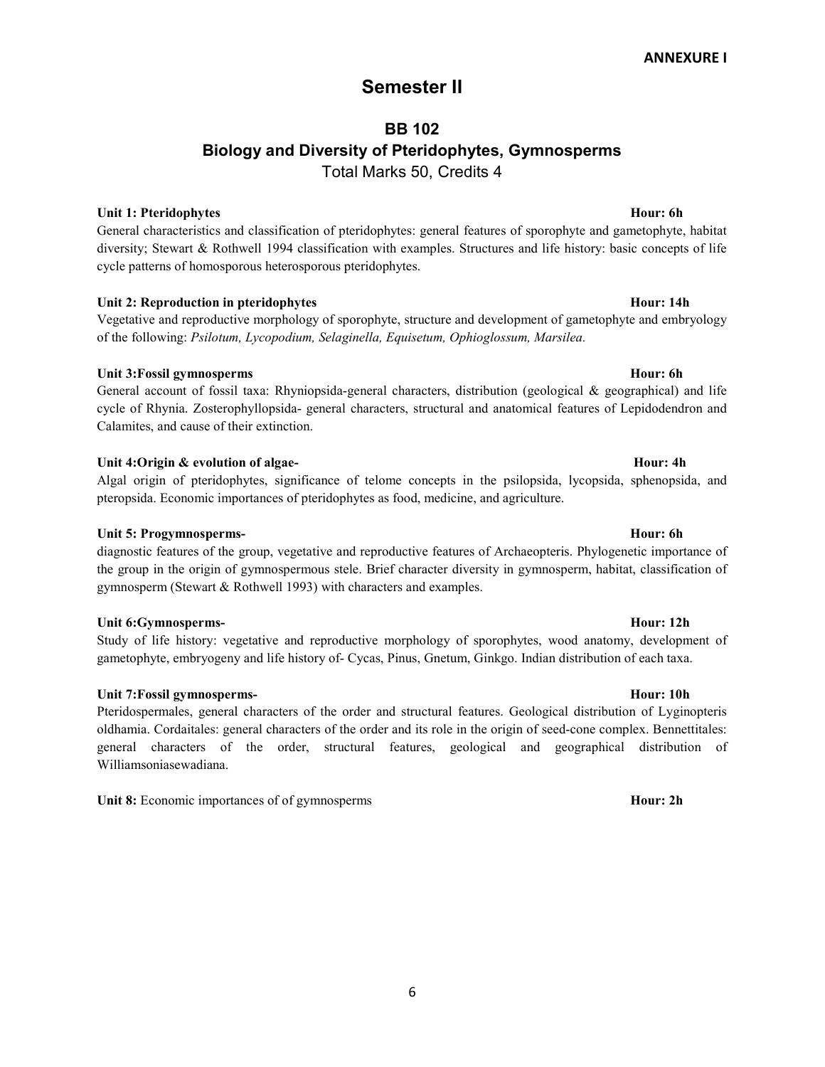**ANNEXURE I**

# Semester II

## BB 102
## Biology and Diversity of Pteridophytes, Gymnosperms

Total Marks 50, Credits 4

**Unit 1: Pteridophytes** **Hour: 6h**

General characteristics and classification of pteridophytes: general features of sporophyte and gametophyte, habitat diversity; Stewart & Rothwell 1994 classification with examples. Structures and life history: basic concepts of life cycle patterns of homosporous heterosporous pteridophytes.

**Unit 2: Reproduction in pteridophytes** **Hour: 14h**

Vegetative and reproductive morphology of sporophyte, structure and development of gametophyte and embryology of the following: *Psilotum, Lycopodium, Selaginella, Equisetum, Ophioglossum, Marsilea.*

**Unit 3:Fossil gymnosperms** **Hour: 6h**

General account of fossil taxa: Rhyniopsida-general characters, distribution (geological & geographical) and life cycle of Rhynia. Zosterophyllopsida- general characters, structural and anatomical features of Lepidodendron and Calamites, and cause of their extinction.

**Unit 4:Origin & evolution of algae-** **Hour: 4h**

Algal origin of pteridophytes, significance of telome concepts in the psilopsida, lycopsida, sphenopsida, and pteropsida. Economic importances of pteridophytes as food, medicine, and agriculture.

**Unit 5: Progymnosperms-** **Hour: 6h**

diagnostic features of the group, vegetative and reproductive features of Archaeopteris. Phylogenetic importance of the group in the origin of gymnospermous stele. Brief character diversity in gymnosperm, habitat, classification of gymnosperm (Stewart & Rothwell 1993) with characters and examples.

**Unit 6:Gymnosperms-** **Hour: 12h**

Study of life history: vegetative and reproductive morphology of sporophytes, wood anatomy, development of gametophyte, embryogeny and life history of- Cycas, Pinus, Gnetum, Ginkgo. Indian distribution of each taxa.

**Unit 7:Fossil gymnosperms-** **Hour: 10h**

Pteridospermales, general characters of the order and structural features. Geological distribution of Lyginopteris oldhamia. Cordaitales: general characters of the order and its role in the origin of seed-cone complex. Bennettitales: general characters of the order, structural features, geological and geographical distribution of Williamsoniasewadiana.

**Unit 8:** Economic importances of of gymnosperms **Hour: 2h**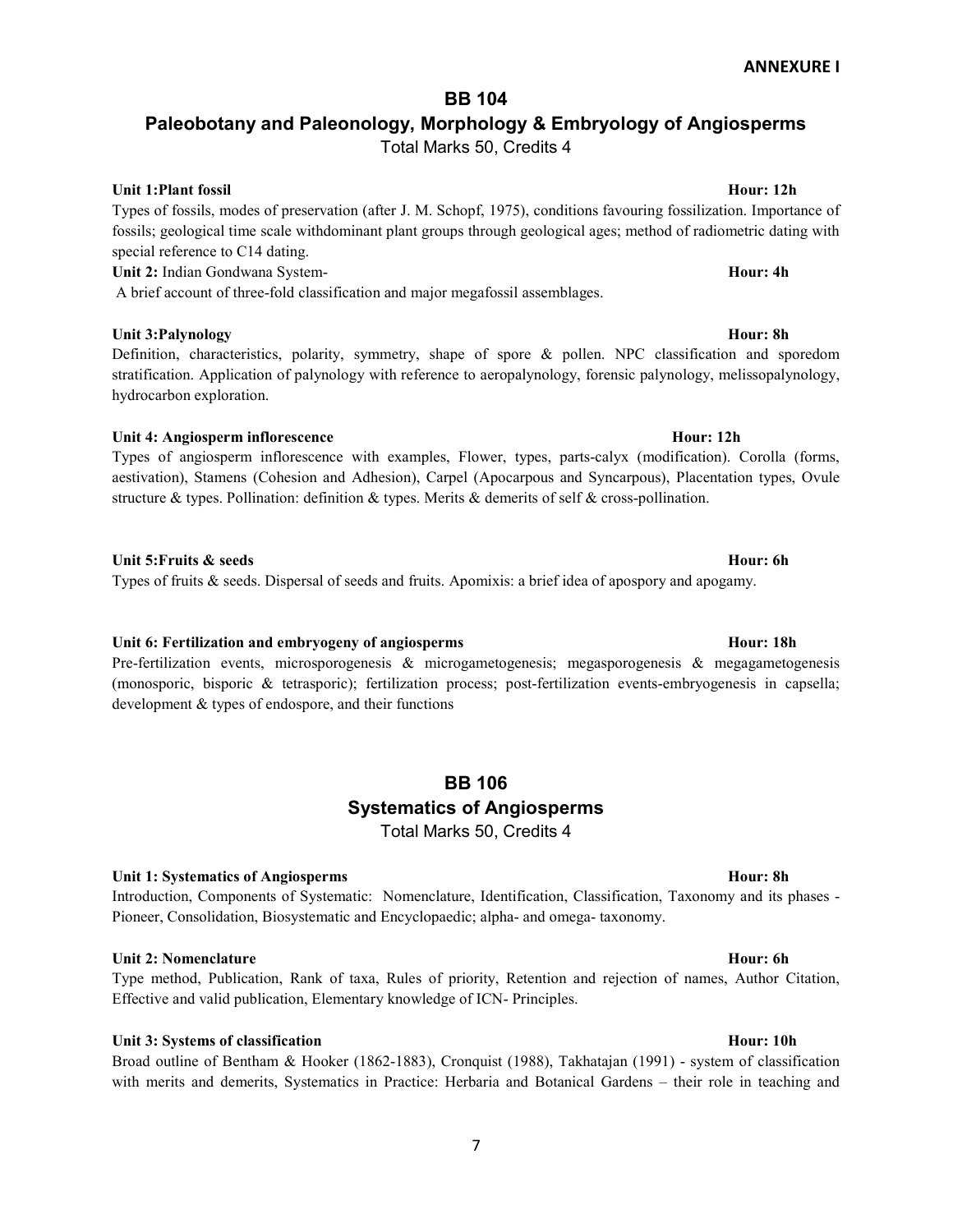**ANNEXURE I**

## BB 104

## Paleobotany and Paleonology, Morphology & Embryology of Angiosperms

Total Marks 50, Credits 4

**Unit 1:Plant fossil** **Hour: 12h**

Types of fossils, modes of preservation (after J. M. Schopf, 1975), conditions favouring fossilization. Importance of fossils; geological time scale withdominant plant groups through geological ages; method of radiometric dating with special reference to C14 dating.

**Unit 2:** Indian Gondwana System- **Hour: 4h**

A brief account of three-fold classification and major megafossil assemblages.

**Unit 3:Palynology** **Hour: 8h**

Definition, characteristics, polarity, symmetry, shape of spore & pollen. NPC classification and sporedom stratification. Application of palynology with reference to aeropalynology, forensic palynology, melissopalynology, hydrocarbon exploration.

**Unit 4: Angiosperm inflorescence** **Hour: 12h**

Types of angiosperm inflorescence with examples, Flower, types, parts-calyx (modification). Corolla (forms, aestivation), Stamens (Cohesion and Adhesion), Carpel (Apocarpous and Syncarpous), Placentation types, Ovule structure & types. Pollination: definition & types. Merits & demerits of self & cross-pollination.

**Unit 5:Fruits & seeds** **Hour: 6h**

Types of fruits & seeds. Dispersal of seeds and fruits. Apomixis: a brief idea of apospory and apogamy.

**Unit 6: Fertilization and embryogeny of angiosperms** **Hour: 18h**

Pre-fertilization events, microsporogenesis & microgametogenesis; megasporogenesis & megagametogenesis (monosporic, bisporic & tetrasporic); fertilization process; post-fertilization events-embryogenesis in capsella; development & types of endospore, and their functions

## BB 106

## Systematics of Angiosperms

Total Marks 50, Credits 4

**Unit 1: Systematics of Angiosperms** **Hour: 8h**

Introduction, Components of Systematic: Nomenclature, Identification, Classification, Taxonomy and its phases - Pioneer, Consolidation, Biosystematic and Encyclopaedic; alpha- and omega- taxonomy.

**Unit 2: Nomenclature** **Hour: 6h**

Type method, Publication, Rank of taxa, Rules of priority, Retention and rejection of names, Author Citation, Effective and valid publication, Elementary knowledge of ICN- Principles.

**Unit 3: Systems of classification** **Hour: 10h**

Broad outline of Bentham & Hooker (1862-1883), Cronquist (1988), Takhatajan (1991) - system of classification with merits and demerits, Systematics in Practice: Herbaria and Botanical Gardens – their role in teaching and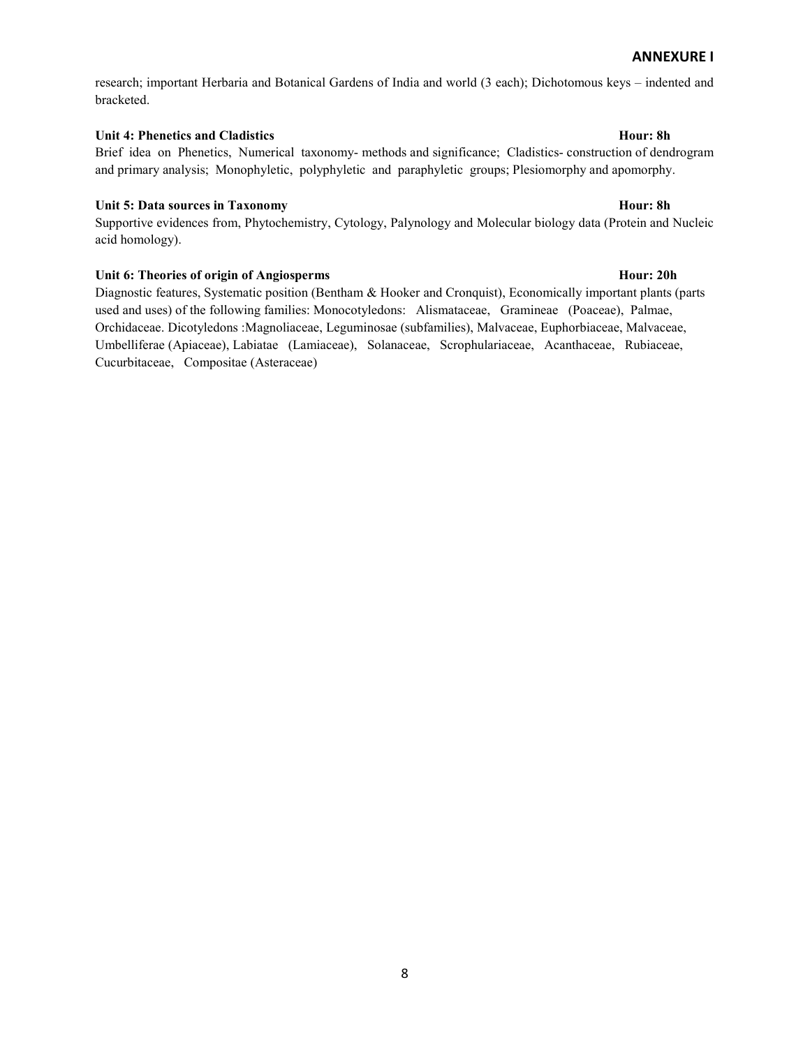research; important Herbaria and Botanical Gardens of India and world (3 each); Dichotomous keys – indented and bracketed.

**Unit 4: Phenetics and Cladistics** **Hour: 8h**

Brief idea on Phenetics, Numerical taxonomy- methods and significance; Cladistics- construction of dendrogram and primary analysis; Monophyletic, polyphyletic and paraphyletic groups; Plesiomorphy and apomorphy.

**Unit 5: Data sources in Taxonomy** **Hour: 8h**

Supportive evidences from, Phytochemistry, Cytology, Palynology and Molecular biology data (Protein and Nucleic acid homology).

**Unit 6: Theories of origin of Angiosperms** **Hour: 20h**

Diagnostic features, Systematic position (Bentham & Hooker and Cronquist), Economically important plants (parts used and uses) of the following families: Monocotyledons: Alismataceae, Gramineae (Poaceae), Palmae, Orchidaceae. Dicotyledons :Magnoliaceae, Leguminosae (subfamilies), Malvaceae, Euphorbiaceae, Malvaceae, Umbelliferae (Apiaceae), Labiatae (Lamiaceae), Solanaceae, Scrophulariaceae, Acanthaceae, Rubiaceae, Cucurbitaceae, Compositae (Asteraceae)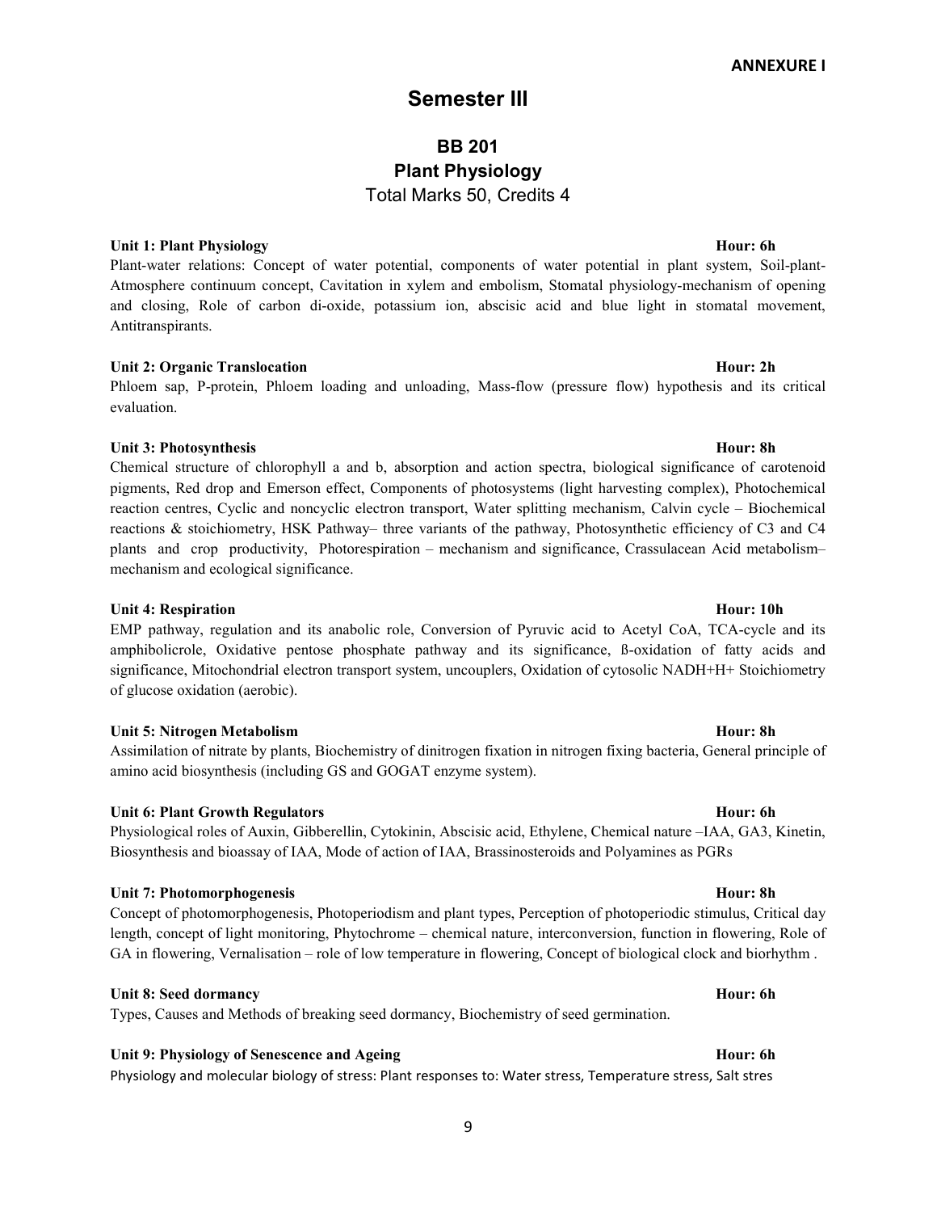**ANNEXURE I**

# Semester III

## BB 201
## Plant Physiology

Total Marks 50, Credits 4

**Unit 1: Plant Physiology** **Hour: 6h**

Plant-water relations: Concept of water potential, components of water potential in plant system, Soil-plant-Atmosphere continuum concept, Cavitation in xylem and embolism, Stomatal physiology-mechanism of opening and closing, Role of carbon di-oxide, potassium ion, abscisic acid and blue light in stomatal movement, Antitranspirants.

**Unit 2: Organic Translocation** **Hour: 2h**

Phloem sap, P-protein, Phloem loading and unloading, Mass-flow (pressure flow) hypothesis and its critical evaluation.

**Unit 3: Photosynthesis** **Hour: 8h**

Chemical structure of chlorophyll a and b, absorption and action spectra, biological significance of carotenoid pigments, Red drop and Emerson effect, Components of photosystems (light harvesting complex), Photochemical reaction centres, Cyclic and noncyclic electron transport, Water splitting mechanism, Calvin cycle – Biochemical reactions & stoichiometry, HSK Pathway– three variants of the pathway, Photosynthetic efficiency of C3 and C4 plants and crop productivity, Photorespiration – mechanism and significance, Crassulacean Acid metabolism– mechanism and ecological significance.

**Unit 4: Respiration** **Hour: 10h**

EMP pathway, regulation and its anabolic role, Conversion of Pyruvic acid to Acetyl CoA, TCA-cycle and its amphibolicrole, Oxidative pentose phosphate pathway and its significance, ß-oxidation of fatty acids and significance, Mitochondrial electron transport system, uncouplers, Oxidation of cytosolic NADH+H+ Stoichiometry of glucose oxidation (aerobic).

**Unit 5: Nitrogen Metabolism** **Hour: 8h**

Assimilation of nitrate by plants, Biochemistry of dinitrogen fixation in nitrogen fixing bacteria, General principle of amino acid biosynthesis (including GS and GOGAT enzyme system).

**Unit 6: Plant Growth Regulators** **Hour: 6h**

Physiological roles of Auxin, Gibberellin, Cytokinin, Abscisic acid, Ethylene, Chemical nature –IAA, GA3, Kinetin, Biosynthesis and bioassay of IAA, Mode of action of IAA, Brassinosteroids and Polyamines as PGRs

**Unit 7: Photomorphogenesis** **Hour: 8h**

Concept of photomorphogenesis, Photoperiodism and plant types, Perception of photoperiodic stimulus, Critical day length, concept of light monitoring, Phytochrome – chemical nature, interconversion, function in flowering, Role of GA in flowering, Vernalisation – role of low temperature in flowering, Concept of biological clock and biorhythm .

**Unit 8: Seed dormancy** **Hour: 6h**

Types, Causes and Methods of breaking seed dormancy, Biochemistry of seed germination.

**Unit 9: Physiology of Senescence and Ageing** **Hour: 6h**

Physiology and molecular biology of stress: Plant responses to: Water stress, Temperature stress, Salt stres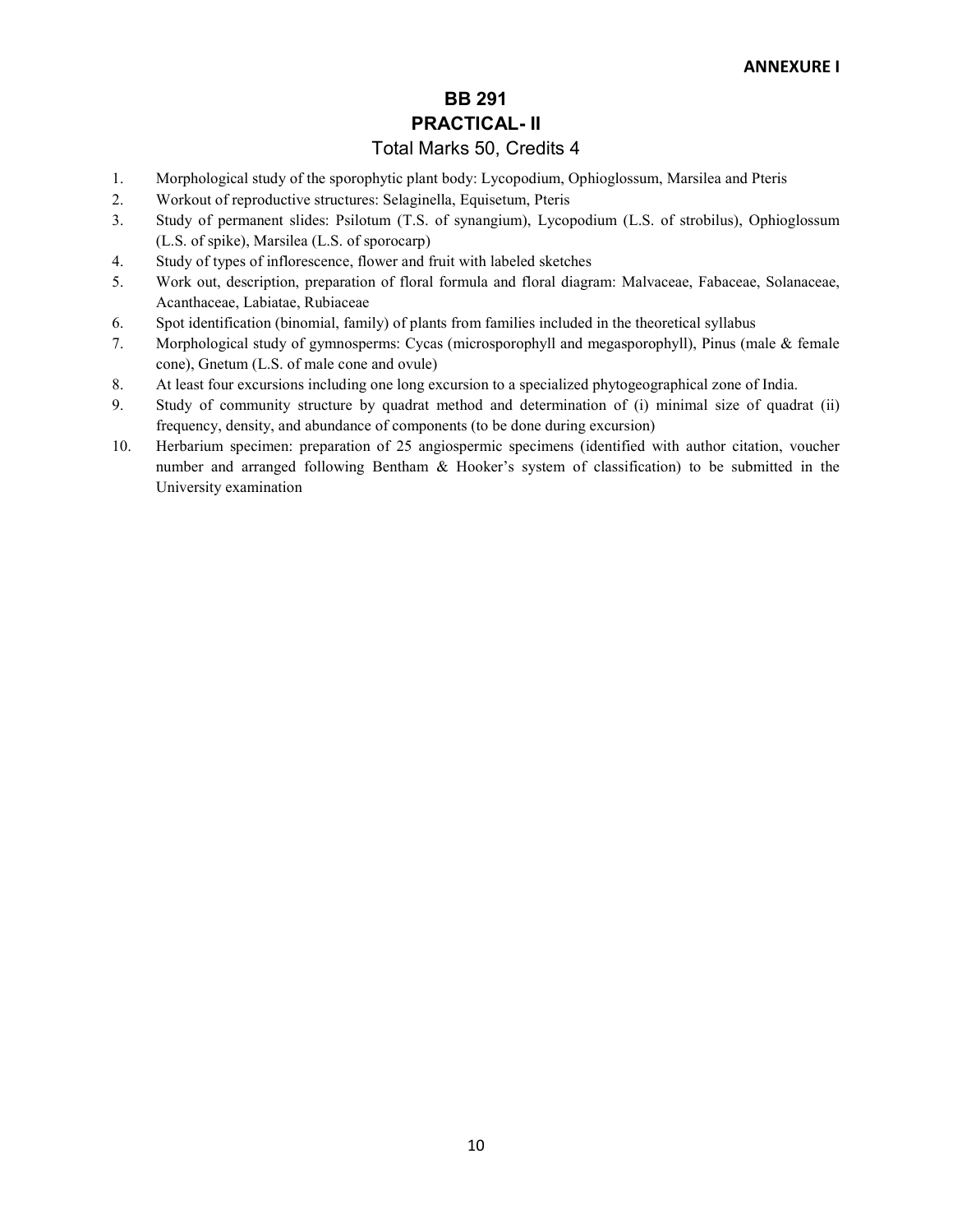**ANNEXURE I**

# BB 291

## PRACTICAL- II

Total Marks 50, Credits 4

1. Morphological study of the sporophytic plant body: Lycopodium, Ophioglossum, Marsilea and Pteris
2. Workout of reproductive structures: Selaginella, Equisetum, Pteris
3. Study of permanent slides: Psilotum (T.S. of synangium), Lycopodium (L.S. of strobilus), Ophioglossum (L.S. of spike), Marsilea (L.S. of sporocarp)
4. Study of types of inflorescence, flower and fruit with labeled sketches
5. Work out, description, preparation of floral formula and floral diagram: Malvaceae, Fabaceae, Solanaceae, Acanthaceae, Labiatae, Rubiaceae
6. Spot identification (binomial, family) of plants from families included in the theoretical syllabus
7. Morphological study of gymnosperms: Cycas (microsporophyll and megasporophyll), Pinus (male & female cone), Gnetum (L.S. of male cone and ovule)
8. At least four excursions including one long excursion to a specialized phytogeographical zone of India.
9. Study of community structure by quadrat method and determination of (i) minimal size of quadrat (ii) frequency, density, and abundance of components (to be done during excursion)
10. Herbarium specimen: preparation of 25 angiospermic specimens (identified with author citation, voucher number and arranged following Bentham & Hooker's system of classification) to be submitted in the University examination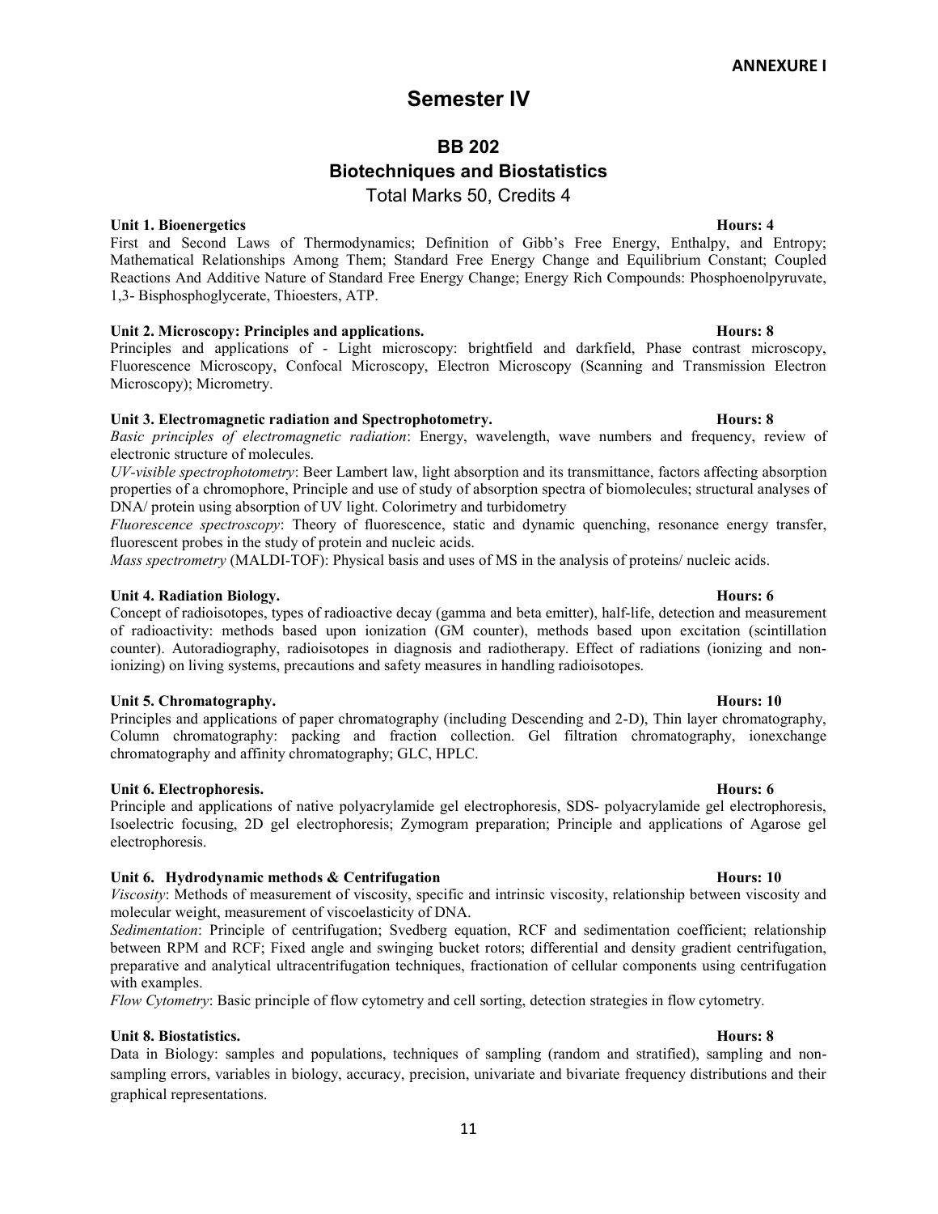**ANNEXURE I**

# Semester IV

## BB 202
## Biotechniques and Biostatistics

Total Marks 50, Credits 4

**Unit 1. Bioenergetics** **Hours: 4**

First and Second Laws of Thermodynamics; Definition of Gibb's Free Energy, Enthalpy, and Entropy; Mathematical Relationships Among Them; Standard Free Energy Change and Equilibrium Constant; Coupled Reactions And Additive Nature of Standard Free Energy Change; Energy Rich Compounds: Phosphoenolpyruvate, 1,3- Bisphosphoglycerate, Thioesters, ATP.

**Unit 2. Microscopy: Principles and applications.** **Hours: 8**

Principles and applications of - Light microscopy: brightfield and darkfield, Phase contrast microscopy, Fluorescence Microscopy, Confocal Microscopy, Electron Microscopy (Scanning and Transmission Electron Microscopy); Micrometry.

**Unit 3. Electromagnetic radiation and Spectrophotometry.** **Hours: 8**

*Basic principles of electromagnetic radiation*: Energy, wavelength, wave numbers and frequency, review of electronic structure of molecules.

*UV-visible spectrophotometry*: Beer Lambert law, light absorption and its transmittance, factors affecting absorption properties of a chromophore, Principle and use of study of absorption spectra of biomolecules; structural analyses of DNA/ protein using absorption of UV light. Colorimetry and turbidometry

*Fluorescence spectroscopy*: Theory of fluorescence, static and dynamic quenching, resonance energy transfer, fluorescent probes in the study of protein and nucleic acids.

*Mass spectrometry* (MALDI-TOF): Physical basis and uses of MS in the analysis of proteins/ nucleic acids.

**Unit 4. Radiation Biology.** **Hours: 6**

Concept of radioisotopes, types of radioactive decay (gamma and beta emitter), half-life, detection and measurement of radioactivity: methods based upon ionization (GM counter), methods based upon excitation (scintillation counter). Autoradiography, radioisotopes in diagnosis and radiotherapy. Effect of radiations (ionizing and non-ionizing) on living systems, precautions and safety measures in handling radioisotopes.

**Unit 5. Chromatography.** **Hours: 10**

Principles and applications of paper chromatography (including Descending and 2-D), Thin layer chromatography, Column chromatography: packing and fraction collection. Gel filtration chromatography, ionexchange chromatography and affinity chromatography; GLC, HPLC.

**Unit 6. Electrophoresis.** **Hours: 6**

Principle and applications of native polyacrylamide gel electrophoresis, SDS- polyacrylamide gel electrophoresis, Isoelectric focusing, 2D gel electrophoresis; Zymogram preparation; Principle and applications of Agarose gel electrophoresis.

**Unit 6. Hydrodynamic methods & Centrifugation** **Hours: 10**

*Viscosity*: Methods of measurement of viscosity, specific and intrinsic viscosity, relationship between viscosity and molecular weight, measurement of viscoelasticity of DNA.

*Sedimentation*: Principle of centrifugation; Svedberg equation, RCF and sedimentation coefficient; relationship between RPM and RCF; Fixed angle and swinging bucket rotors; differential and density gradient centrifugation, preparative and analytical ultracentrifugation techniques, fractionation of cellular components using centrifugation with examples.

*Flow Cytometry*: Basic principle of flow cytometry and cell sorting, detection strategies in flow cytometry.

**Unit 8. Biostatistics.** **Hours: 8**

Data in Biology: samples and populations, techniques of sampling (random and stratified), sampling and non-sampling errors, variables in biology, accuracy, precision, univariate and bivariate frequency distributions and their graphical representations.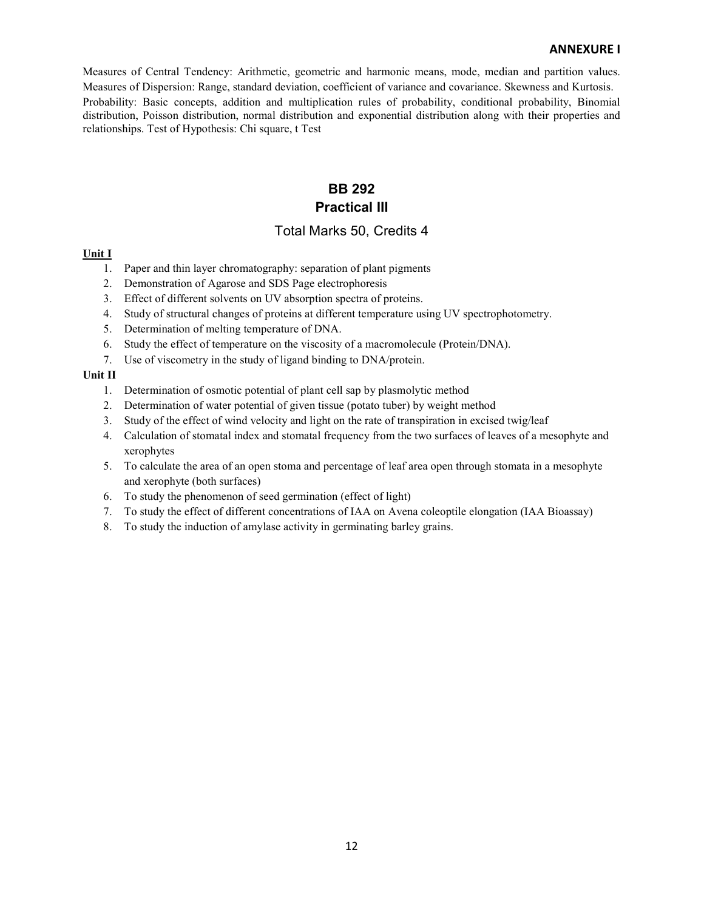Measures of Central Tendency: Arithmetic, geometric and harmonic means, mode, median and partition values. Measures of Dispersion: Range, standard deviation, coefficient of variance and covariance. Skewness and Kurtosis. Probability: Basic concepts, addition and multiplication rules of probability, conditional probability, Binomial distribution, Poisson distribution, normal distribution and exponential distribution along with their properties and relationships. Test of Hypothesis: Chi square, t Test

## BB 292
## Practical III

### Total Marks 50, Credits 4

**Unit I**

1. Paper and thin layer chromatography: separation of plant pigments
2. Demonstration of Agarose and SDS Page electrophoresis
3. Effect of different solvents on UV absorption spectra of proteins.
4. Study of structural changes of proteins at different temperature using UV spectrophotometry.
5. Determination of melting temperature of DNA.
6. Study the effect of temperature on the viscosity of a macromolecule (Protein/DNA).
7. Use of viscometry in the study of ligand binding to DNA/protein.

**Unit II**

1. Determination of osmotic potential of plant cell sap by plasmolytic method
2. Determination of water potential of given tissue (potato tuber) by weight method
3. Study of the effect of wind velocity and light on the rate of transpiration in excised twig/leaf
4. Calculation of stomatal index and stomatal frequency from the two surfaces of leaves of a mesophyte and xerophytes
5. To calculate the area of an open stoma and percentage of leaf area open through stomata in a mesophyte and xerophyte (both surfaces)
6. To study the phenomenon of seed germination (effect of light)
7. To study the effect of different concentrations of IAA on Avena coleoptile elongation (IAA Bioassay)
8. To study the induction of amylase activity in germinating barley grains.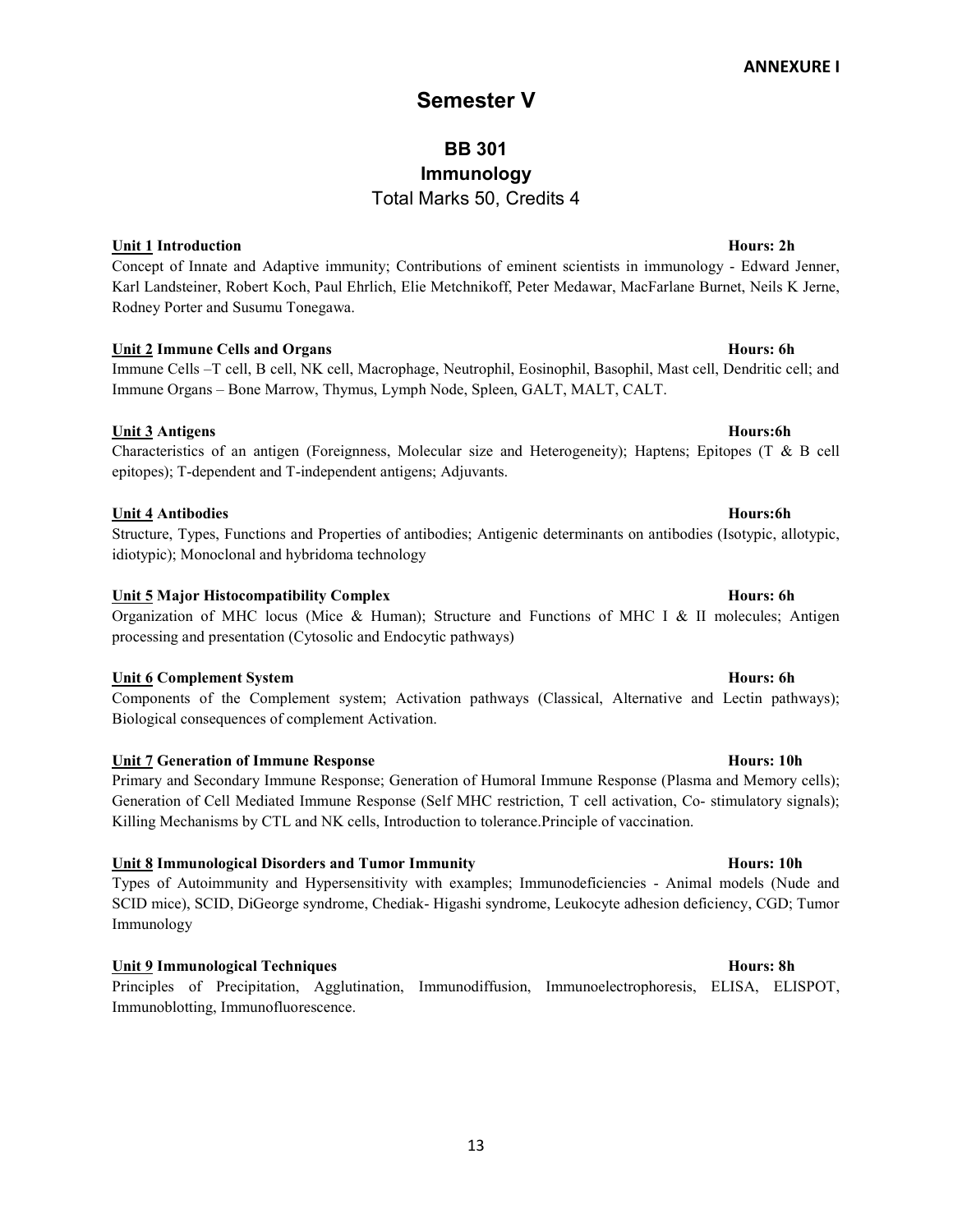**ANNEXURE I**

# Semester V

## BB 301
## Immunology
Total Marks 50, Credits 4

**Unit 1 Introduction** **Hours: 2h**

Concept of Innate and Adaptive immunity; Contributions of eminent scientists in immunology - Edward Jenner, Karl Landsteiner, Robert Koch, Paul Ehrlich, Elie Metchnikoff, Peter Medawar, MacFarlane Burnet, Neils K Jerne, Rodney Porter and Susumu Tonegawa.

**Unit 2 Immune Cells and Organs** **Hours: 6h**

Immune Cells –T cell, B cell, NK cell, Macrophage, Neutrophil, Eosinophil, Basophil, Mast cell, Dendritic cell; and Immune Organs – Bone Marrow, Thymus, Lymph Node, Spleen, GALT, MALT, CALT.

**Unit 3 Antigens** **Hours:6h**

Characteristics of an antigen (Foreignness, Molecular size and Heterogeneity); Haptens; Epitopes (T & B cell epitopes); T-dependent and T-independent antigens; Adjuvants.

**Unit 4 Antibodies** **Hours:6h**

Structure, Types, Functions and Properties of antibodies; Antigenic determinants on antibodies (Isotypic, allotypic, idiotypic); Monoclonal and hybridoma technology

**Unit 5 Major Histocompatibility Complex** **Hours: 6h**

Organization of MHC locus (Mice & Human); Structure and Functions of MHC I & II molecules; Antigen processing and presentation (Cytosolic and Endocytic pathways)

**Unit 6 Complement System** **Hours: 6h**

Components of the Complement system; Activation pathways (Classical, Alternative and Lectin pathways); Biological consequences of complement Activation.

**Unit 7 Generation of Immune Response** **Hours: 10h**

Primary and Secondary Immune Response; Generation of Humoral Immune Response (Plasma and Memory cells); Generation of Cell Mediated Immune Response (Self MHC restriction, T cell activation, Co- stimulatory signals); Killing Mechanisms by CTL and NK cells, Introduction to tolerance.Principle of vaccination.

**Unit 8 Immunological Disorders and Tumor Immunity** **Hours: 10h**

Types of Autoimmunity and Hypersensitivity with examples; Immunodeficiencies - Animal models (Nude and SCID mice), SCID, DiGeorge syndrome, Chediak- Higashi syndrome, Leukocyte adhesion deficiency, CGD; Tumor Immunology

**Unit 9 Immunological Techniques** **Hours: 8h**

Principles of Precipitation, Agglutination, Immunodiffusion, Immunoelectrophoresis, ELISA, ELISPOT, Immunoblotting, Immunofluorescence.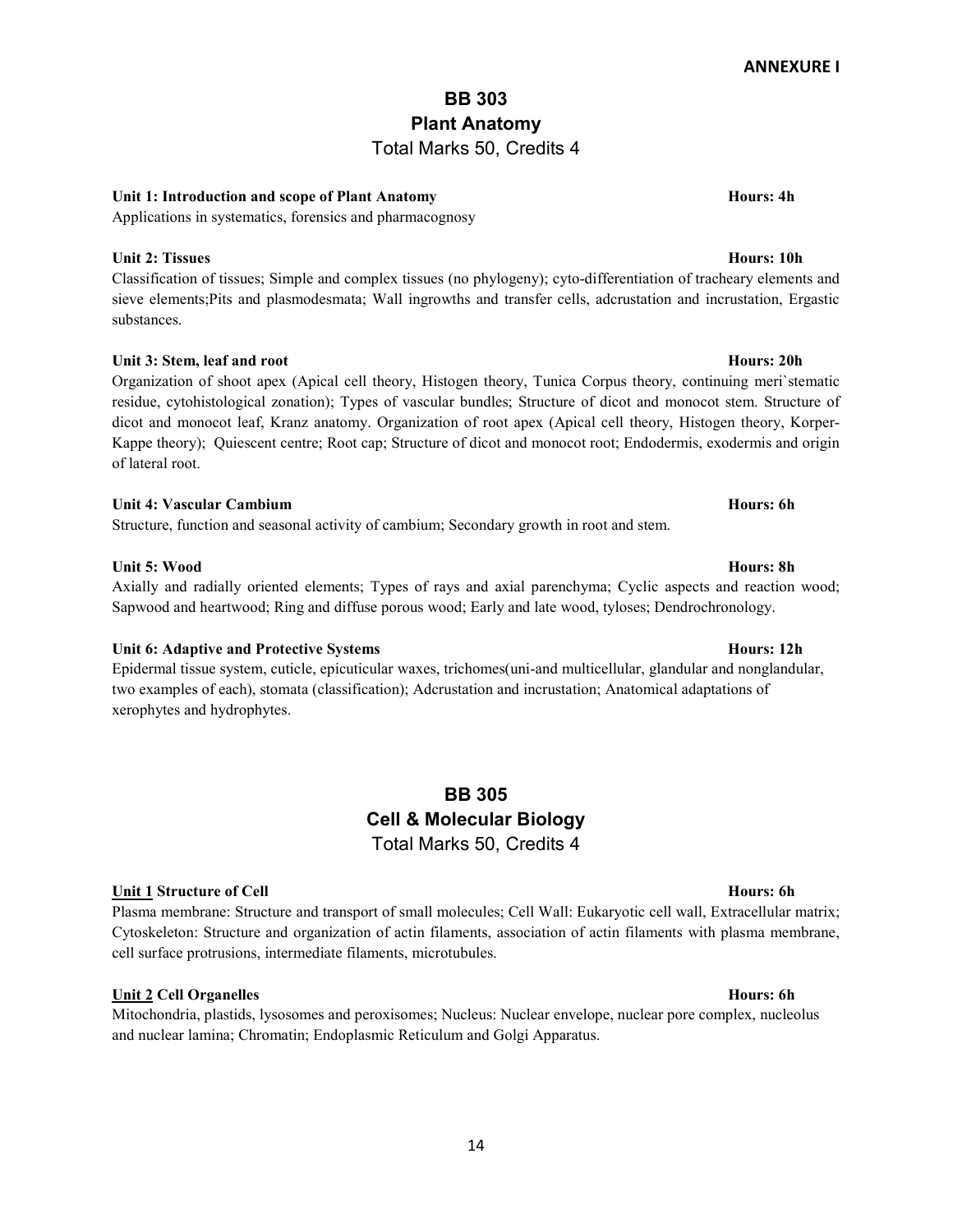**ANNEXURE I**

# BB 303
## Plant Anatomy
Total Marks 50, Credits 4

**Unit 1: Introduction and scope of Plant Anatomy** **Hours: 4h**
Applications in systematics, forensics and pharmacognosy

**Unit 2: Tissues** **Hours: 10h**
Classification of tissues; Simple and complex tissues (no phylogeny); cyto-differentiation of tracheary elements and sieve elements;Pits and plasmodesmata; Wall ingrowths and transfer cells, adcrustation and incrustation, Ergastic substances.

**Unit 3: Stem, leaf and root** **Hours: 20h**
Organization of shoot apex (Apical cell theory, Histogen theory, Tunica Corpus theory, continuing meri`stematic residue, cytohistological zonation); Types of vascular bundles; Structure of dicot and monocot stem. Structure of dicot and monocot leaf, Kranz anatomy. Organization of root apex (Apical cell theory, Histogen theory, Korper-Kappe theory); Quiescent centre; Root cap; Structure of dicot and monocot root; Endodermis, exodermis and origin of lateral root.

**Unit 4: Vascular Cambium** **Hours: 6h**
Structure, function and seasonal activity of cambium; Secondary growth in root and stem.

**Unit 5: Wood** **Hours: 8h**
Axially and radially oriented elements; Types of rays and axial parenchyma; Cyclic aspects and reaction wood; Sapwood and heartwood; Ring and diffuse porous wood; Early and late wood, tyloses; Dendrochronology.

**Unit 6: Adaptive and Protective Systems** **Hours: 12h**
Epidermal tissue system, cuticle, epicuticular waxes, trichomes(uni-and multicellular, glandular and nonglandular, two examples of each), stomata (classification); Adcrustation and incrustation; Anatomical adaptations of xerophytes and hydrophytes.

# BB 305
## Cell & Molecular Biology
Total Marks 50, Credits 4

**Unit 1 Structure of Cell** **Hours: 6h**
Plasma membrane: Structure and transport of small molecules; Cell Wall: Eukaryotic cell wall, Extracellular matrix; Cytoskeleton: Structure and organization of actin filaments, association of actin filaments with plasma membrane, cell surface protrusions, intermediate filaments, microtubules.

**Unit 2 Cell Organelles** **Hours: 6h**
Mitochondria, plastids, lysosomes and peroxisomes; Nucleus: Nuclear envelope, nuclear pore complex, nucleolus and nuclear lamina; Chromatin; Endoplasmic Reticulum and Golgi Apparatus.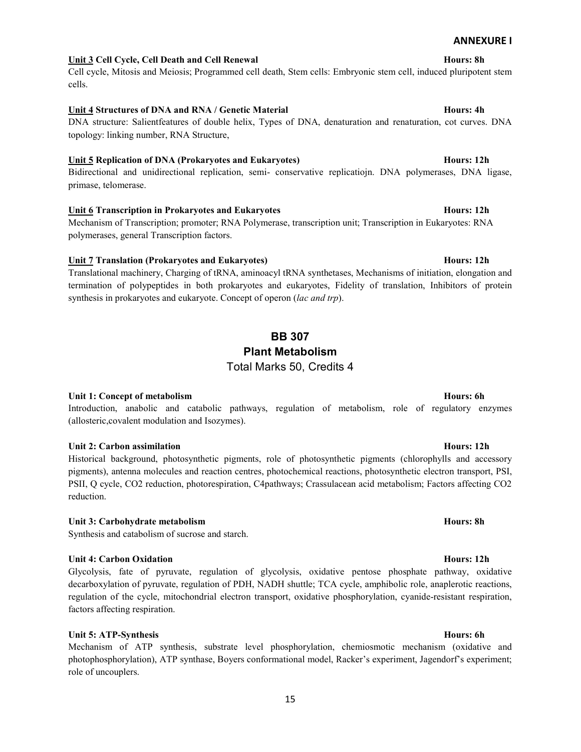**ANNEXURE I**

**Unit 3 Cell Cycle, Cell Death and Cell Renewal** **Hours: 8h**

Cell cycle, Mitosis and Meiosis; Programmed cell death, Stem cells: Embryonic stem cell, induced pluripotent stem cells.

**Unit 4 Structures of DNA and RNA / Genetic Material** **Hours: 4h**

DNA structure: Salientfeatures of double helix, Types of DNA, denaturation and renaturation, cot curves. DNA topology: linking number, RNA Structure,

**Unit 5 Replication of DNA (Prokaryotes and Eukaryotes)** **Hours: 12h**

Bidirectional and unidirectional replication, semi- conservative replicatiojn. DNA polymerases, DNA ligase, primase, telomerase.

**Unit 6 Transcription in Prokaryotes and Eukaryotes** **Hours: 12h**

Mechanism of Transcription; promoter; RNA Polymerase, transcription unit; Transcription in Eukaryotes: RNA polymerases, general Transcription factors.

**Unit 7 Translation (Prokaryotes and Eukaryotes)** **Hours: 12h**

Translational machinery, Charging of tRNA, aminoacyl tRNA synthetases, Mechanisms of initiation, elongation and termination of polypeptides in both prokaryotes and eukaryotes, Fidelity of translation, Inhibitors of protein synthesis in prokaryotes and eukaryote. Concept of operon (*lac and trp*).

## BB 307
## Plant Metabolism

Total Marks 50, Credits 4

**Unit 1: Concept of metabolism** **Hours: 6h**

Introduction, anabolic and catabolic pathways, regulation of metabolism, role of regulatory enzymes (allosteric,covalent modulation and Isozymes).

**Unit 2: Carbon assimilation** **Hours: 12h**

Historical background, photosynthetic pigments, role of photosynthetic pigments (chlorophylls and accessory pigments), antenna molecules and reaction centres, photochemical reactions, photosynthetic electron transport, PSI, PSII, Q cycle, $CO_2$ reduction, photorespiration, C4pathways; Crassulacean acid metabolism; Factors affecting $CO_2$ reduction.

**Unit 3: Carbohydrate metabolism** **Hours: 8h**

Synthesis and catabolism of sucrose and starch.

**Unit 4: Carbon Oxidation** **Hours: 12h**

Glycolysis, fate of pyruvate, regulation of glycolysis, oxidative pentose phosphate pathway, oxidative decarboxylation of pyruvate, regulation of PDH, NADH shuttle; TCA cycle, amphibolic role, anaplerotic reactions, regulation of the cycle, mitochondrial electron transport, oxidative phosphorylation, cyanide-resistant respiration, factors affecting respiration.

**Unit 5: ATP-Synthesis** **Hours: 6h**

Mechanism of ATP synthesis, substrate level phosphorylation, chemiosmotic mechanism (oxidative and photophosphorylation), ATP synthase, Boyers conformational model, Racker's experiment, Jagendorf's experiment; role of uncouplers.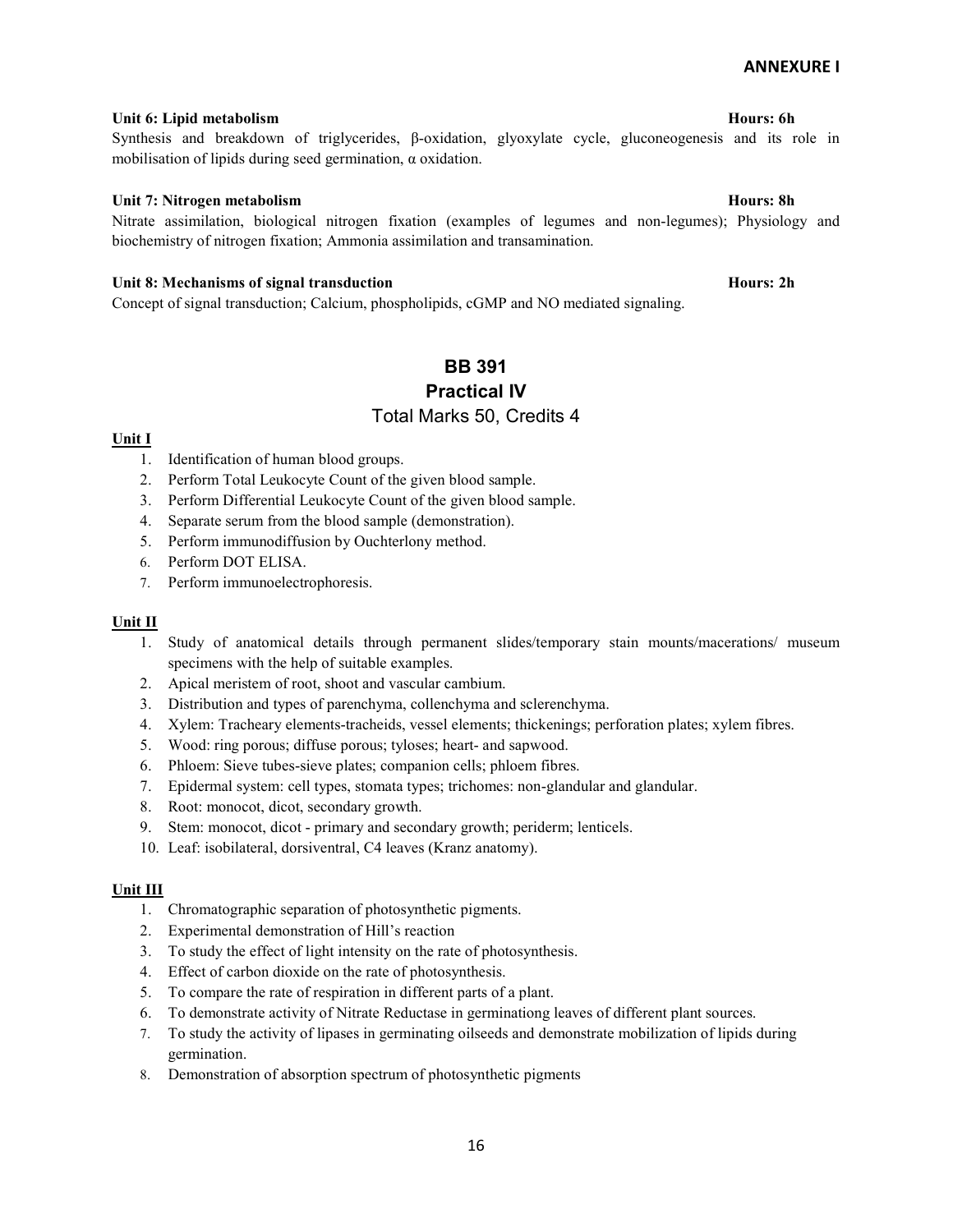**ANNEXURE I**

**Unit 6: Lipid metabolism** **Hours: 6h**

Synthesis and breakdown of triglycerides, β-oxidation, glyoxylate cycle, gluconeogenesis and its role in mobilisation of lipids during seed germination, α oxidation.

**Unit 7: Nitrogen metabolism** **Hours: 8h**

Nitrate assimilation, biological nitrogen fixation (examples of legumes and non-legumes); Physiology and biochemistry of nitrogen fixation; Ammonia assimilation and transamination.

**Unit 8: Mechanisms of signal transduction** **Hours: 2h**

Concept of signal transduction; Calcium, phospholipids, cGMP and NO mediated signaling.

## BB 391

## Practical IV

Total Marks 50, Credits 4

**Unit I**

1. Identification of human blood groups.
2. Perform Total Leukocyte Count of the given blood sample.
3. Perform Differential Leukocyte Count of the given blood sample.
4. Separate serum from the blood sample (demonstration).
5. Perform immunodiffusion by Ouchterlony method.
6. Perform DOT ELISA.
7. Perform immunoelectrophoresis.

**Unit II**

1. Study of anatomical details through permanent slides/temporary stain mounts/macerations/ museum specimens with the help of suitable examples.
2. Apical meristem of root, shoot and vascular cambium.
3. Distribution and types of parenchyma, collenchyma and sclerenchyma.
4. Xylem: Tracheary elements-tracheids, vessel elements; thickenings; perforation plates; xylem fibres.
5. Wood: ring porous; diffuse porous; tyloses; heart- and sapwood.
6. Phloem: Sieve tubes-sieve plates; companion cells; phloem fibres.
7. Epidermal system: cell types, stomata types; trichomes: non-glandular and glandular.
8. Root: monocot, dicot, secondary growth.
9. Stem: monocot, dicot - primary and secondary growth; periderm; lenticels.
10. Leaf: isobilateral, dorsiventral, C4 leaves (Kranz anatomy).

**Unit III**

1. Chromatographic separation of photosynthetic pigments.
2. Experimental demonstration of Hill's reaction
3. To study the effect of light intensity on the rate of photosynthesis.
4. Effect of carbon dioxide on the rate of photosynthesis.
5. To compare the rate of respiration in different parts of a plant.
6. To demonstrate activity of Nitrate Reductase in germinationg leaves of different plant sources.
7. To study the activity of lipases in germinating oilseeds and demonstrate mobilization of lipids during germination.
8. Demonstration of absorption spectrum of photosynthetic pigments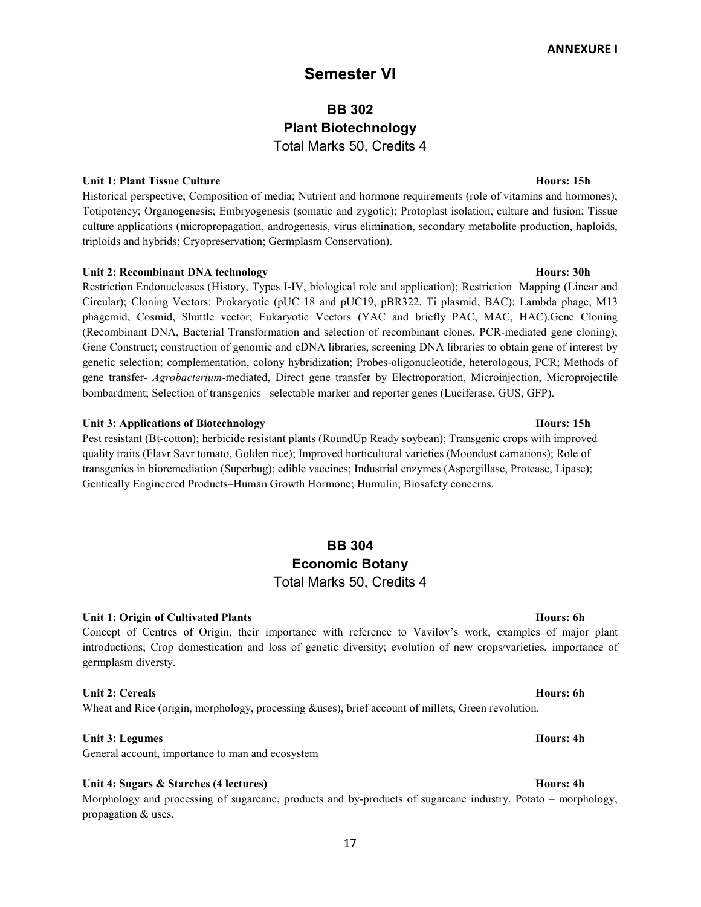**ANNEXURE I**

# Semester VI

## BB 302
## Plant Biotechnology
Total Marks 50, Credits 4

**Unit 1: Plant Tissue Culture** **Hours: 15h**

Historical perspective; Composition of media; Nutrient and hormone requirements (role of vitamins and hormones); Totipotency; Organogenesis; Embryogenesis (somatic and zygotic); Protoplast isolation, culture and fusion; Tissue culture applications (micropropagation, androgenesis, virus elimination, secondary metabolite production, haploids, triploids and hybrids; Cryopreservation; Germplasm Conservation).

**Unit 2: Recombinant DNA technology** **Hours: 30h**

Restriction Endonucleases (History, Types I-IV, biological role and application); Restriction Mapping (Linear and Circular); Cloning Vectors: Prokaryotic (pUC 18 and pUC19, pBR322, Ti plasmid, BAC); Lambda phage, M13 phagemid, Cosmid, Shuttle vector; Eukaryotic Vectors (YAC and briefly PAC, MAC, HAC).Gene Cloning (Recombinant DNA, Bacterial Transformation and selection of recombinant clones, PCR-mediated gene cloning); Gene Construct; construction of genomic and cDNA libraries, screening DNA libraries to obtain gene of interest by genetic selection; complementation, colony hybridization; Probes-oligonucleotide, heterologous, PCR; Methods of gene transfer- *Agrobacterium*-mediated, Direct gene transfer by Electroporation, Microinjection, Microprojectile bombardment; Selection of transgenics– selectable marker and reporter genes (Luciferase, GUS, GFP).

**Unit 3: Applications of Biotechnology** **Hours: 15h**

Pest resistant (Bt-cotton); herbicide resistant plants (RoundUp Ready soybean); Transgenic crops with improved quality traits (Flavr Savr tomato, Golden rice); Improved horticultural varieties (Moondust carnations); Role of transgenics in bioremediation (Superbug); edible vaccines; Industrial enzymes (Aspergillase, Protease, Lipase); Gentically Engineered Products–Human Growth Hormone; Humulin; Biosafety concerns.

## BB 304
## Economic Botany
Total Marks 50, Credits 4

**Unit 1: Origin of Cultivated Plants** **Hours: 6h**

Concept of Centres of Origin, their importance with reference to Vavilov's work, examples of major plant introductions; Crop domestication and loss of genetic diversity; evolution of new crops/varieties, importance of germplasm diversty.

**Unit 2: Cereals** **Hours: 6h**

Wheat and Rice (origin, morphology, processing &uses), brief account of millets, Green revolution.

**Unit 3: Legumes** **Hours: 4h**

General account, importance to man and ecosystem

**Unit 4: Sugars & Starches (4 lectures)** **Hours: 4h**

Morphology and processing of sugarcane, products and by-products of sugarcane industry. Potato – morphology, propagation & uses.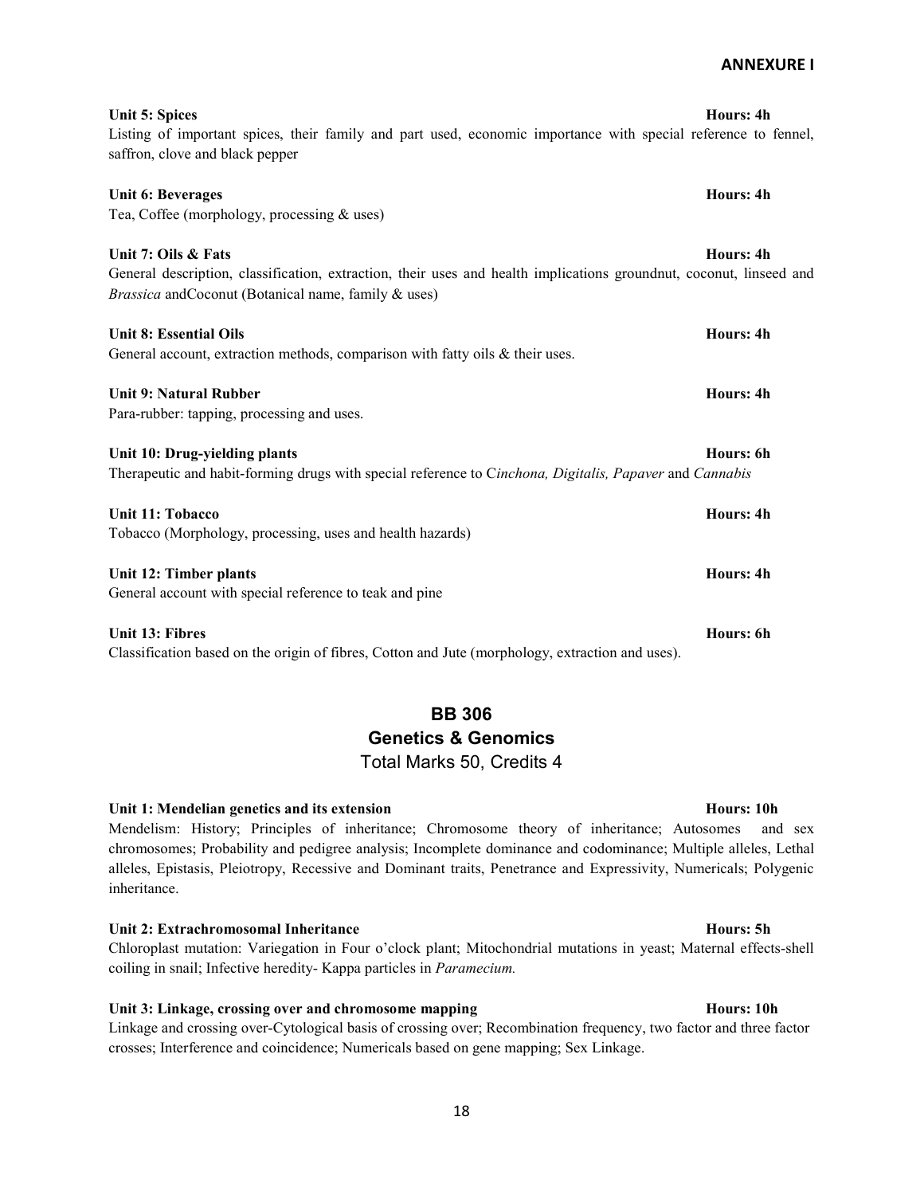**ANNEXURE I**

**Unit 5: Spices** **Hours: 4h**

Listing of important spices, their family and part used, economic importance with special reference to fennel, saffron, clove and black pepper

**Unit 6: Beverages** **Hours: 4h**

Tea, Coffee (morphology, processing & uses)

**Unit 7: Oils & Fats** **Hours: 4h**

General description, classification, extraction, their uses and health implications groundnut, coconut, linseed and *Brassica* andCoconut (Botanical name, family & uses)

**Unit 8: Essential Oils** **Hours: 4h**

General account, extraction methods, comparison with fatty oils & their uses.

**Unit 9: Natural Rubber** **Hours: 4h**

Para-rubber: tapping, processing and uses.

**Unit 10: Drug-yielding plants** **Hours: 6h**

Therapeutic and habit-forming drugs with special reference to C*inchona, Digitalis, Papaver* and *Cannabis*

**Unit 11: Tobacco** **Hours: 4h**

Tobacco (Morphology, processing, uses and health hazards)

**Unit 12: Timber plants** **Hours: 4h**

General account with special reference to teak and pine

**Unit 13: Fibres** **Hours: 6h**

Classification based on the origin of fibres, Cotton and Jute (morphology, extraction and uses).

## BB 306
## Genetics & Genomics

Total Marks 50, Credits 4

**Unit 1: Mendelian genetics and its extension** **Hours: 10h**

Mendelism: History; Principles of inheritance; Chromosome theory of inheritance; Autosomes and sex chromosomes; Probability and pedigree analysis; Incomplete dominance and codominance; Multiple alleles, Lethal alleles, Epistasis, Pleiotropy, Recessive and Dominant traits, Penetrance and Expressivity, Numericals; Polygenic inheritance.

**Unit 2: Extrachromosomal Inheritance** **Hours: 5h**

Chloroplast mutation: Variegation in Four o'clock plant; Mitochondrial mutations in yeast; Maternal effects-shell coiling in snail; Infective heredity- Kappa particles in *Paramecium.*

**Unit 3: Linkage, crossing over and chromosome mapping** **Hours: 10h**

Linkage and crossing over-Cytological basis of crossing over; Recombination frequency, two factor and three factor crosses; Interference and coincidence; Numericals based on gene mapping; Sex Linkage.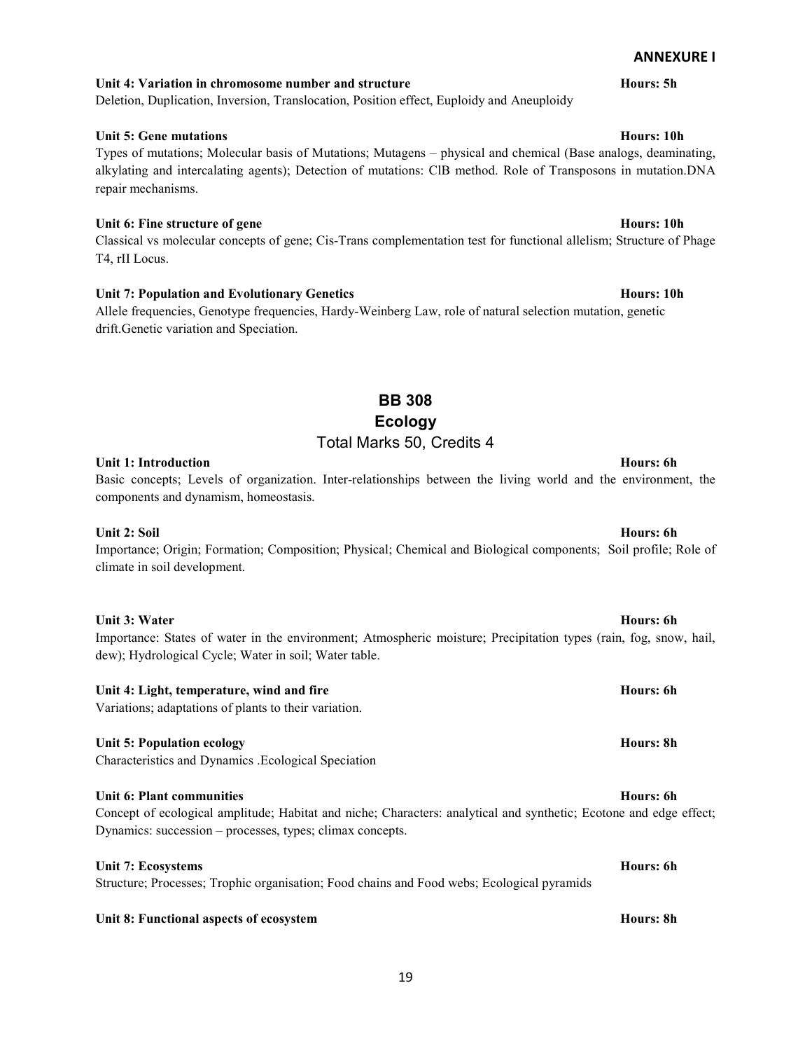**ANNEXURE I**

**Unit 4: Variation in chromosome number and structure** **Hours: 5h**

Deletion, Duplication, Inversion, Translocation, Position effect, Euploidy and Aneuploidy

**Unit 5: Gene mutations** **Hours: 10h**

Types of mutations; Molecular basis of Mutations; Mutagens – physical and chemical (Base analogs, deaminating, alkylating and intercalating agents); Detection of mutations: ClB method. Role of Transposons in mutation.DNA repair mechanisms.

**Unit 6: Fine structure of gene** **Hours: 10h**

Classical vs molecular concepts of gene; Cis-Trans complementation test for functional allelism; Structure of Phage T4, rII Locus.

**Unit 7: Population and Evolutionary Genetics** **Hours: 10h**

Allele frequencies, Genotype frequencies, Hardy-Weinberg Law, role of natural selection mutation, genetic drift.Genetic variation and Speciation.

## BB 308
## Ecology
### Total Marks 50, Credits 4

**Unit 1: Introduction** **Hours: 6h**

Basic concepts; Levels of organization. Inter-relationships between the living world and the environment, the components and dynamism, homeostasis.

**Unit 2: Soil** **Hours: 6h**

Importance; Origin; Formation; Composition; Physical; Chemical and Biological components; Soil profile; Role of climate in soil development.

**Unit 3: Water** **Hours: 6h**

Importance: States of water in the environment; Atmospheric moisture; Precipitation types (rain, fog, snow, hail, dew); Hydrological Cycle; Water in soil; Water table.

**Unit 4: Light, temperature, wind and fire** **Hours: 6h**

Variations; adaptations of plants to their variation.

**Unit 5: Population ecology** **Hours: 8h**

Characteristics and Dynamics .Ecological Speciation

**Unit 6: Plant communities** **Hours: 6h**

Concept of ecological amplitude; Habitat and niche; Characters: analytical and synthetic; Ecotone and edge effect; Dynamics: succession – processes, types; climax concepts.

**Unit 7: Ecosystems** **Hours: 6h**

Structure; Processes; Trophic organisation; Food chains and Food webs; Ecological pyramids

**Unit 8: Functional aspects of ecosystem** **Hours: 8h**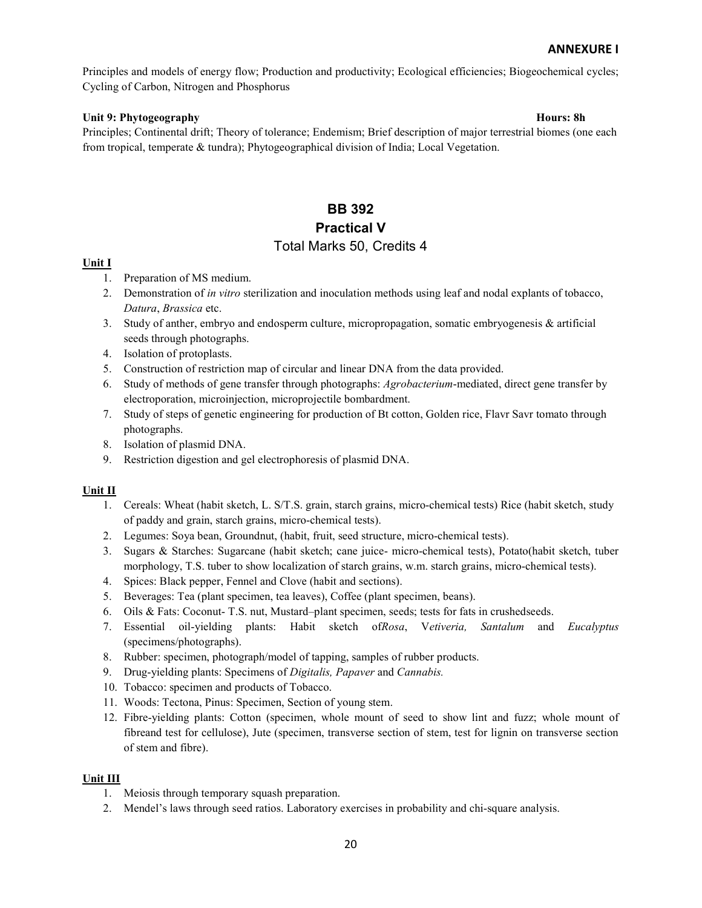Principles and models of energy flow; Production and productivity; Ecological efficiencies; Biogeochemical cycles; Cycling of Carbon, Nitrogen and Phosphorus

**Unit 9: Phytogeography** **Hours: 8h**

Principles; Continental drift; Theory of tolerance; Endemism; Brief description of major terrestrial biomes (one each from tropical, temperate & tundra); Phytogeographical division of India; Local Vegetation.

# BB 392

## Practical V

### Total Marks 50, Credits 4

**Unit I**

1. Preparation of MS medium.
2. Demonstration of *in vitro* sterilization and inoculation methods using leaf and nodal explants of tobacco, *Datura*, *Brassica* etc.
3. Study of anther, embryo and endosperm culture, micropropagation, somatic embryogenesis & artificial seeds through photographs.
4. Isolation of protoplasts.
5. Construction of restriction map of circular and linear DNA from the data provided.
6. Study of methods of gene transfer through photographs: *Agrobacterium*-mediated, direct gene transfer by electroporation, microinjection, microprojectile bombardment.
7. Study of steps of genetic engineering for production of Bt cotton, Golden rice, Flavr Savr tomato through photographs.
8. Isolation of plasmid DNA.
9. Restriction digestion and gel electrophoresis of plasmid DNA.

**Unit II**

1. Cereals: Wheat (habit sketch, L. S/T.S. grain, starch grains, micro-chemical tests) Rice (habit sketch, study of paddy and grain, starch grains, micro-chemical tests).
2. Legumes: Soya bean, Groundnut, (habit, fruit, seed structure, micro-chemical tests).
3. Sugars & Starches: Sugarcane (habit sketch; cane juice- micro-chemical tests), Potato(habit sketch, tuber morphology, T.S. tuber to show localization of starch grains, w.m. starch grains, micro-chemical tests).
4. Spices: Black pepper, Fennel and Clove (habit and sections).
5. Beverages: Tea (plant specimen, tea leaves), Coffee (plant specimen, beans).
6. Oils & Fats: Coconut- T.S. nut, Mustard–plant specimen, seeds; tests for fats in crushedseeds.
7. Essential oil-yielding plants: Habit sketch of*Rosa*, V*etiveria, Santalum* and *Eucalyptus* (specimens/photographs).
8. Rubber: specimen, photograph/model of tapping, samples of rubber products.
9. Drug-yielding plants: Specimens of *Digitalis, Papaver* and *Cannabis.*
10. Tobacco: specimen and products of Tobacco.
11. Woods: Tectona, Pinus: Specimen, Section of young stem.
12. Fibre-yielding plants: Cotton (specimen, whole mount of seed to show lint and fuzz; whole mount of fibreand test for cellulose), Jute (specimen, transverse section of stem, test for lignin on transverse section of stem and fibre).

**Unit III**

1. Meiosis through temporary squash preparation.
2. Mendel's laws through seed ratios. Laboratory exercises in probability and chi-square analysis.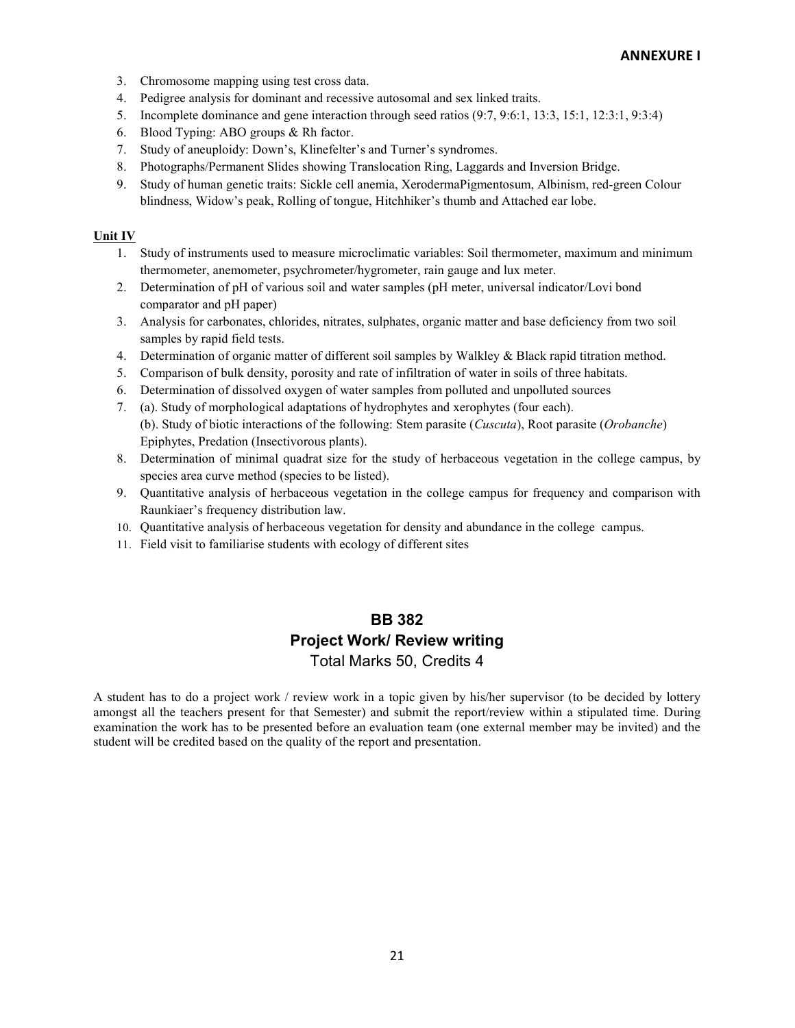3. Chromosome mapping using test cross data.
4. Pedigree analysis for dominant and recessive autosomal and sex linked traits.
5. Incomplete dominance and gene interaction through seed ratios (9:7, 9:6:1, 13:3, 15:1, 12:3:1, 9:3:4)
6. Blood Typing: ABO groups & Rh factor.
7. Study of aneuploidy: Down's, Klinefelter's and Turner's syndromes.
8. Photographs/Permanent Slides showing Translocation Ring, Laggards and Inversion Bridge.
9. Study of human genetic traits: Sickle cell anemia, XerodermaPigmentosum, Albinism, red-green Colour blindness, Widow's peak, Rolling of tongue, Hitchhiker's thumb and Attached ear lobe.

**Unit IV**

1. Study of instruments used to measure microclimatic variables: Soil thermometer, maximum and minimum thermometer, anemometer, psychrometer/hygrometer, rain gauge and lux meter.
2. Determination of pH of various soil and water samples (pH meter, universal indicator/Lovi bond comparator and pH paper)
3. Analysis for carbonates, chlorides, nitrates, sulphates, organic matter and base deficiency from two soil samples by rapid field tests.
4. Determination of organic matter of different soil samples by Walkley & Black rapid titration method.
5. Comparison of bulk density, porosity and rate of infiltration of water in soils of three habitats.
6. Determination of dissolved oxygen of water samples from polluted and unpolluted sources
7. (a). Study of morphological adaptations of hydrophytes and xerophytes (four each).
   (b). Study of biotic interactions of the following: Stem parasite (*Cuscuta*), Root parasite (*Orobanche*) Epiphytes, Predation (Insectivorous plants).
8. Determination of minimal quadrat size for the study of herbaceous vegetation in the college campus, by species area curve method (species to be listed).
9. Quantitative analysis of herbaceous vegetation in the college campus for frequency and comparison with Raunkiaer's frequency distribution law.
10. Quantitative analysis of herbaceous vegetation for density and abundance in the college campus.
11. Field visit to familiarise students with ecology of different sites

## BB 382
## Project Work/ Review writing
Total Marks 50, Credits 4

A student has to do a project work / review work in a topic given by his/her supervisor (to be decided by lottery amongst all the teachers present for that Semester) and submit the report/review within a stipulated time. During examination the work has to be presented before an evaluation team (one external member may be invited) and the student will be credited based on the quality of the report and presentation.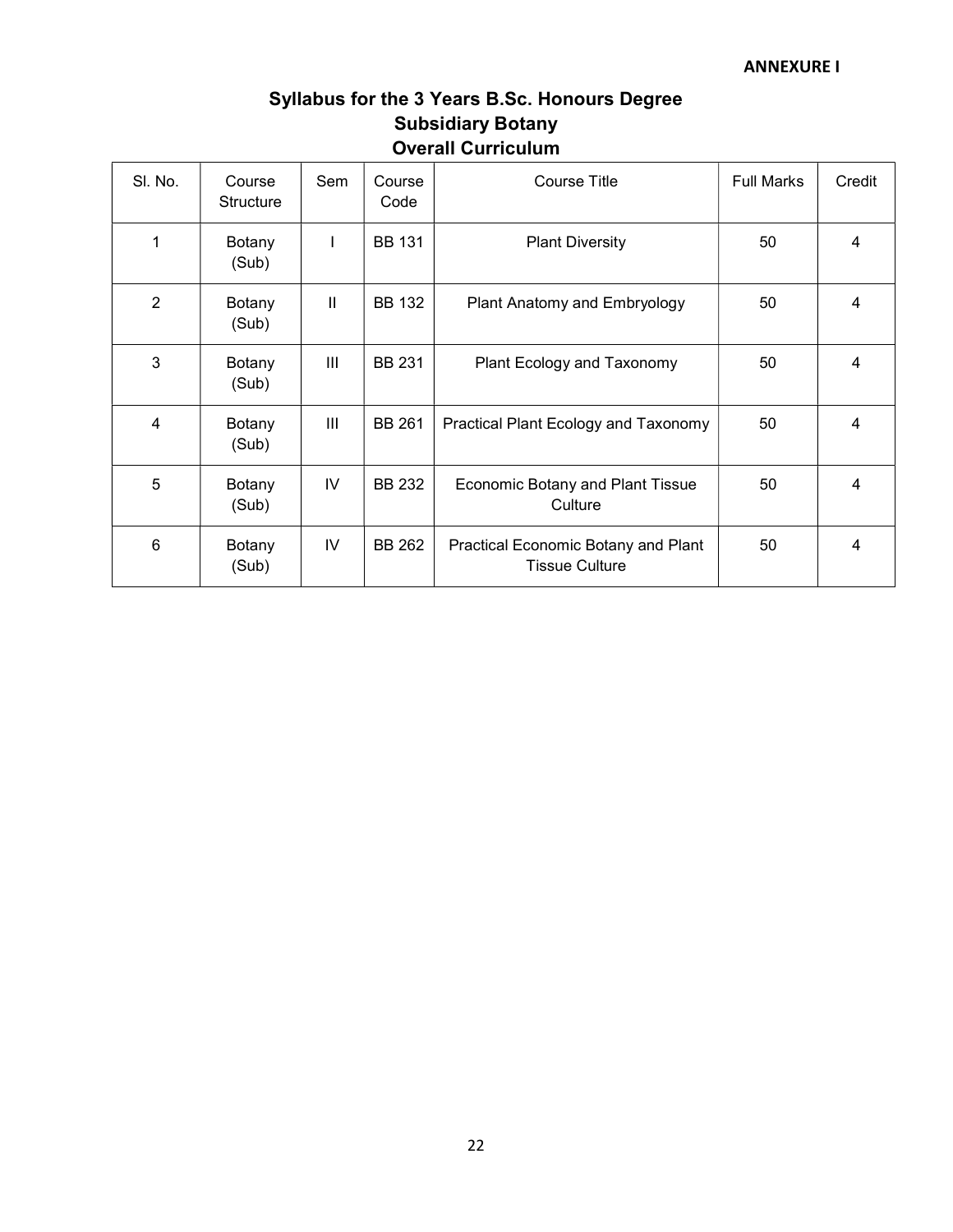**ANNEXURE I**

# Syllabus for the 3 Years B.Sc. Honours Degree
## Subsidiary Botany
## Overall Curriculum

| Sl. No. | Course Structure | Sem | Course Code | Course Title | Full Marks | Credit |
|---|---|---|---|---|---|---|
| 1 | Botany (Sub) | I | BB 131 | Plant Diversity | 50 | 4 |
| 2 | Botany (Sub) | II | BB 132 | Plant Anatomy and Embryology | 50 | 4 |
| 3 | Botany (Sub) | III | BB 231 | Plant Ecology and Taxonomy | 50 | 4 |
| 4 | Botany (Sub) | III | BB 261 | Practical Plant Ecology and Taxonomy | 50 | 4 |
| 5 | Botany (Sub) | IV | BB 232 | Economic Botany and Plant Tissue Culture | 50 | 4 |
| 6 | Botany (Sub) | IV | BB 262 | Practical Economic Botany and Plant Tissue Culture | 50 | 4 |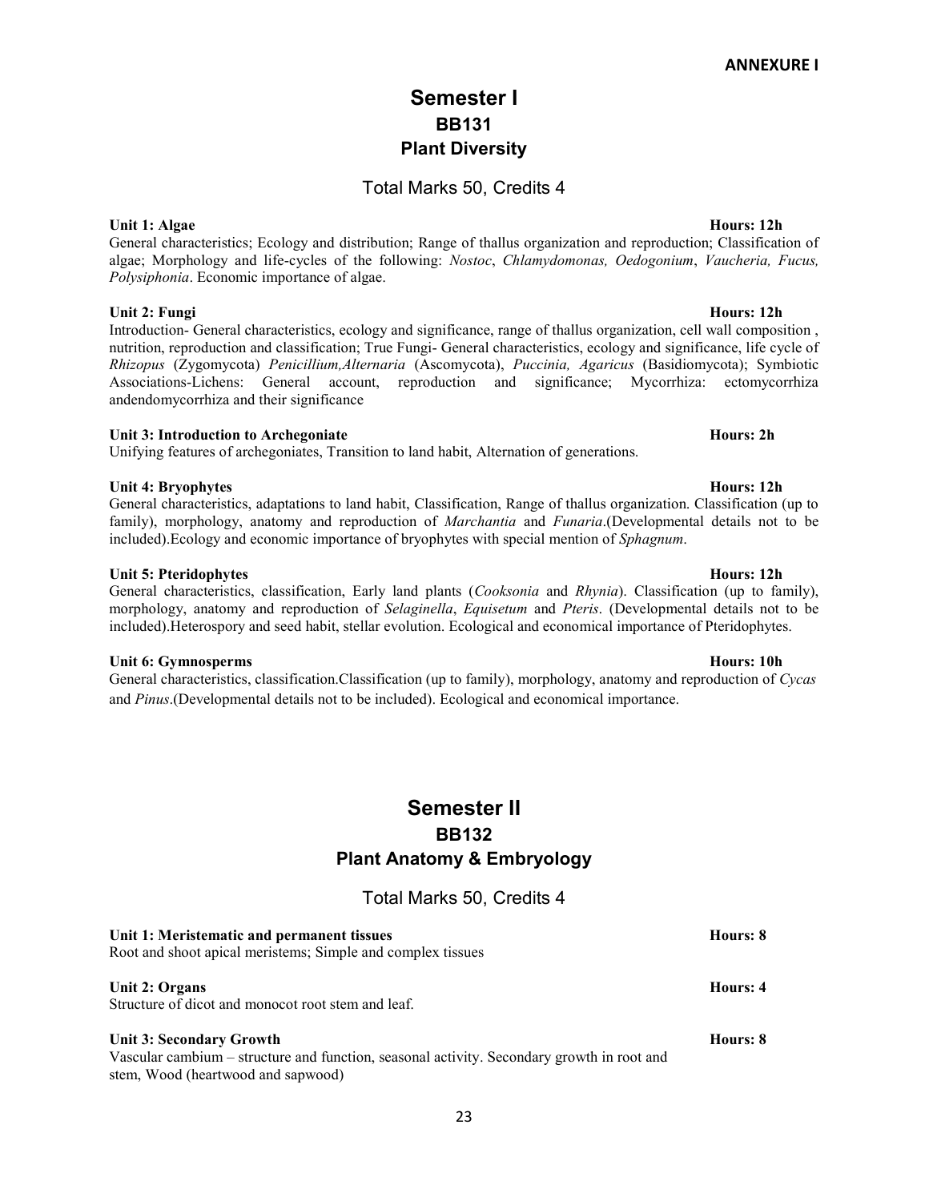**ANNEXURE I**

# Semester I
## BB131
## Plant Diversity

Total Marks 50, Credits 4

**Unit 1: Algae** **Hours: 12h**

General characteristics; Ecology and distribution; Range of thallus organization and reproduction; Classification of algae; Morphology and life-cycles of the following: *Nostoc*, *Chlamydomonas, Oedogonium*, *Vaucheria, Fucus, Polysiphonia*. Economic importance of algae.

**Unit 2: Fungi** **Hours: 12h**

Introduction- General characteristics, ecology and significance, range of thallus organization, cell wall composition , nutrition, reproduction and classification; True Fungi- General characteristics, ecology and significance, life cycle of *Rhizopus* (Zygomycota) *Penicillium,Alternaria* (Ascomycota), *Puccinia, Agaricus* (Basidiomycota); Symbiotic Associations-Lichens: General account, reproduction and significance; Mycorrhiza: ectomycorrhiza andendomycorrhiza and their significance

**Unit 3: Introduction to Archegoniate** **Hours: 2h**

Unifying features of archegoniates, Transition to land habit, Alternation of generations.

**Unit 4: Bryophytes** **Hours: 12h**

General characteristics, adaptations to land habit, Classification, Range of thallus organization. Classification (up to family), morphology, anatomy and reproduction of *Marchantia* and *Funaria*.(Developmental details not to be included).Ecology and economic importance of bryophytes with special mention of *Sphagnum*.

**Unit 5: Pteridophytes** **Hours: 12h**

General characteristics, classification, Early land plants (*Cooksonia* and *Rhynia*). Classification (up to family), morphology, anatomy and reproduction of *Selaginella*, *Equisetum* and *Pteris*. (Developmental details not to be included).Heterospory and seed habit, stellar evolution. Ecological and economical importance of Pteridophytes.

**Unit 6: Gymnosperms** **Hours: 10h**

General characteristics, classification.Classification (up to family), morphology, anatomy and reproduction of *Cycas* and *Pinus*.(Developmental details not to be included). Ecological and economical importance.

# Semester II
## BB132
## Plant Anatomy & Embryology

Total Marks 50, Credits 4

**Unit 1: Meristematic and permanent tissues** **Hours: 8**

Root and shoot apical meristems; Simple and complex tissues

**Unit 2: Organs** **Hours: 4**

Structure of dicot and monocot root stem and leaf.

**Unit 3: Secondary Growth** **Hours: 8**

Vascular cambium – structure and function, seasonal activity. Secondary growth in root and stem, Wood (heartwood and sapwood)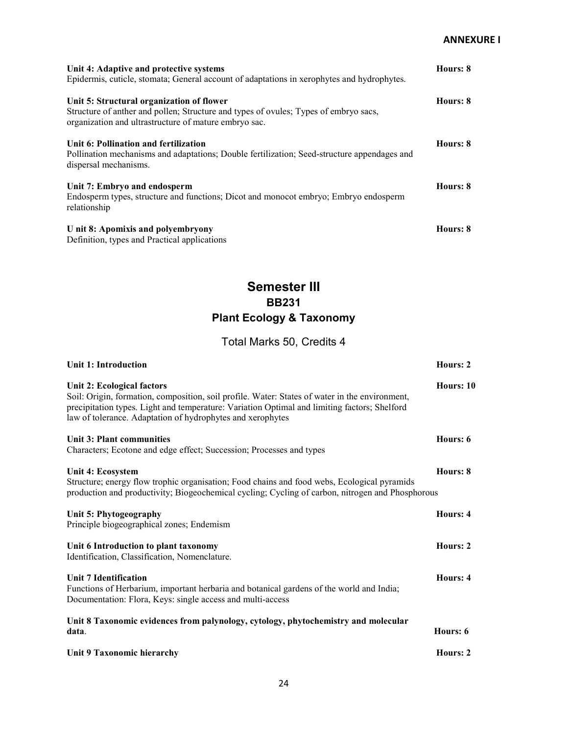**ANNEXURE I**

**Unit 4: Adaptive and protective systems** **Hours: 8**
Epidermis, cuticle, stomata; General account of adaptations in xerophytes and hydrophytes.

**Unit 5: Structural organization of flower** **Hours: 8**
Structure of anther and pollen; Structure and types of ovules; Types of embryo sacs, organization and ultrastructure of mature embryo sac.

**Unit 6: Pollination and fertilization** **Hours: 8**
Pollination mechanisms and adaptations; Double fertilization; Seed-structure appendages and dispersal mechanisms.

**Unit 7: Embryo and endosperm** **Hours: 8**
Endosperm types, structure and functions; Dicot and monocot embryo; Embryo endosperm relationship

**U nit 8: Apomixis and polyembryony** **Hours: 8**
Definition, types and Practical applications

## Semester III
## BB231
## Plant Ecology & Taxonomy

Total Marks 50, Credits 4

**Unit 1: Introduction** **Hours: 2**

**Unit 2: Ecological factors** **Hours: 10**
Soil: Origin, formation, composition, soil profile. Water: States of water in the environment, precipitation types. Light and temperature: Variation Optimal and limiting factors; Shelford law of tolerance. Adaptation of hydrophytes and xerophytes

**Unit 3: Plant communities** **Hours: 6**
Characters; Ecotone and edge effect; Succession; Processes and types

**Unit 4: Ecosystem** **Hours: 8**
Structure; energy flow trophic organisation; Food chains and food webs, Ecological pyramids production and productivity; Biogeochemical cycling; Cycling of carbon, nitrogen and Phosphorous

**Unit 5: Phytogeography** **Hours: 4**
Principle biogeographical zones; Endemism

**Unit 6 Introduction to plant taxonomy** **Hours: 2**
Identification, Classification, Nomenclature.

**Unit 7 Identification** **Hours: 4**
Functions of Herbarium, important herbaria and botanical gardens of the world and India; Documentation: Flora, Keys: single access and multi-access

**Unit 8 Taxonomic evidences from palynology, cytology, phytochemistry and molecular data**. **Hours: 6**

**Unit 9 Taxonomic hierarchy** **Hours: 2**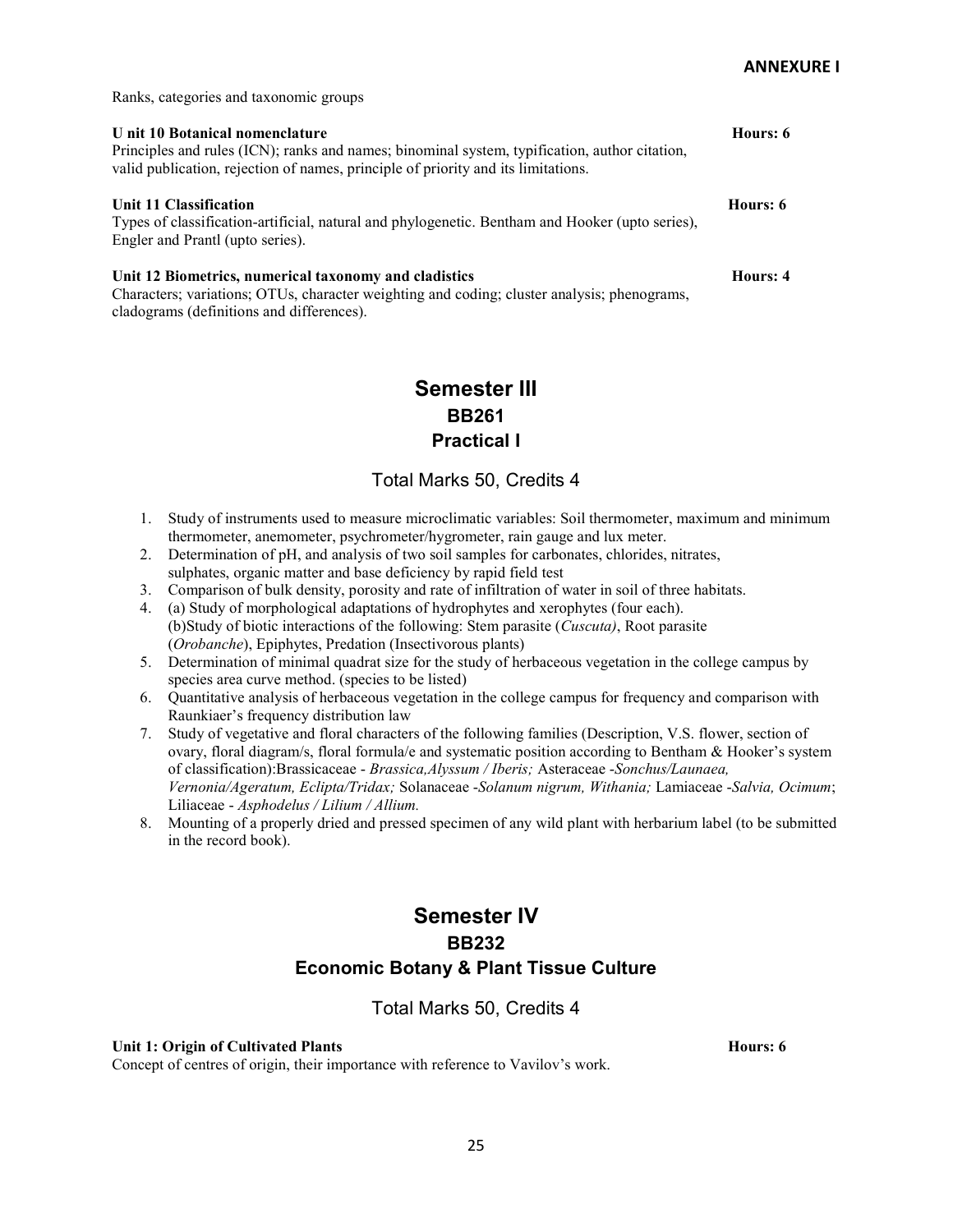Ranks, categories and taxonomic groups

**U nit 10 Botanical nomenclature** **Hours: 6**

Principles and rules (ICN); ranks and names; binominal system, typification, author citation, valid publication, rejection of names, principle of priority and its limitations.

**Unit 11 Classification** **Hours: 6**

Types of classification-artificial, natural and phylogenetic. Bentham and Hooker (upto series), Engler and Prantl (upto series).

**Unit 12 Biometrics, numerical taxonomy and cladistics** **Hours: 4**

Characters; variations; OTUs, character weighting and coding; cluster analysis; phenograms, cladograms (definitions and differences).

# Semester III
## BB261
## Practical I

Total Marks 50, Credits 4

1. Study of instruments used to measure microclimatic variables: Soil thermometer, maximum and minimum thermometer, anemometer, psychrometer/hygrometer, rain gauge and lux meter.
2. Determination of pH, and analysis of two soil samples for carbonates, chlorides, nitrates, sulphates, organic matter and base deficiency by rapid field test
3. Comparison of bulk density, porosity and rate of infiltration of water in soil of three habitats.
4. (a) Study of morphological adaptations of hydrophytes and xerophytes (four each).
   (b)Study of biotic interactions of the following: Stem parasite (*Cuscuta)*, Root parasite (*Orobanche*), Epiphytes, Predation (Insectivorous plants)
5. Determination of minimal quadrat size for the study of herbaceous vegetation in the college campus by species area curve method. (species to be listed)
6. Quantitative analysis of herbaceous vegetation in the college campus for frequency and comparison with Raunkiaer's frequency distribution law
7. Study of vegetative and floral characters of the following families (Description, V.S. flower, section of ovary, floral diagram/s, floral formula/e and systematic position according to Bentham & Hooker's system of classification):Brassicaceae - *Brassica,Alyssum / Iberis;* Asteraceae -*Sonchus/Launaea, Vernonia/Ageratum, Eclipta/Tridax;* Solanaceae -*Solanum nigrum, Withania;* Lamiaceae -*Salvia, Ocimum*; Liliaceae - *Asphodelus / Lilium / Allium.*
8. Mounting of a properly dried and pressed specimen of any wild plant with herbarium label (to be submitted in the record book).

# Semester IV
## BB232
## Economic Botany & Plant Tissue Culture

Total Marks 50, Credits 4

**Unit 1: Origin of Cultivated Plants** **Hours: 6**

Concept of centres of origin, their importance with reference to Vavilov's work.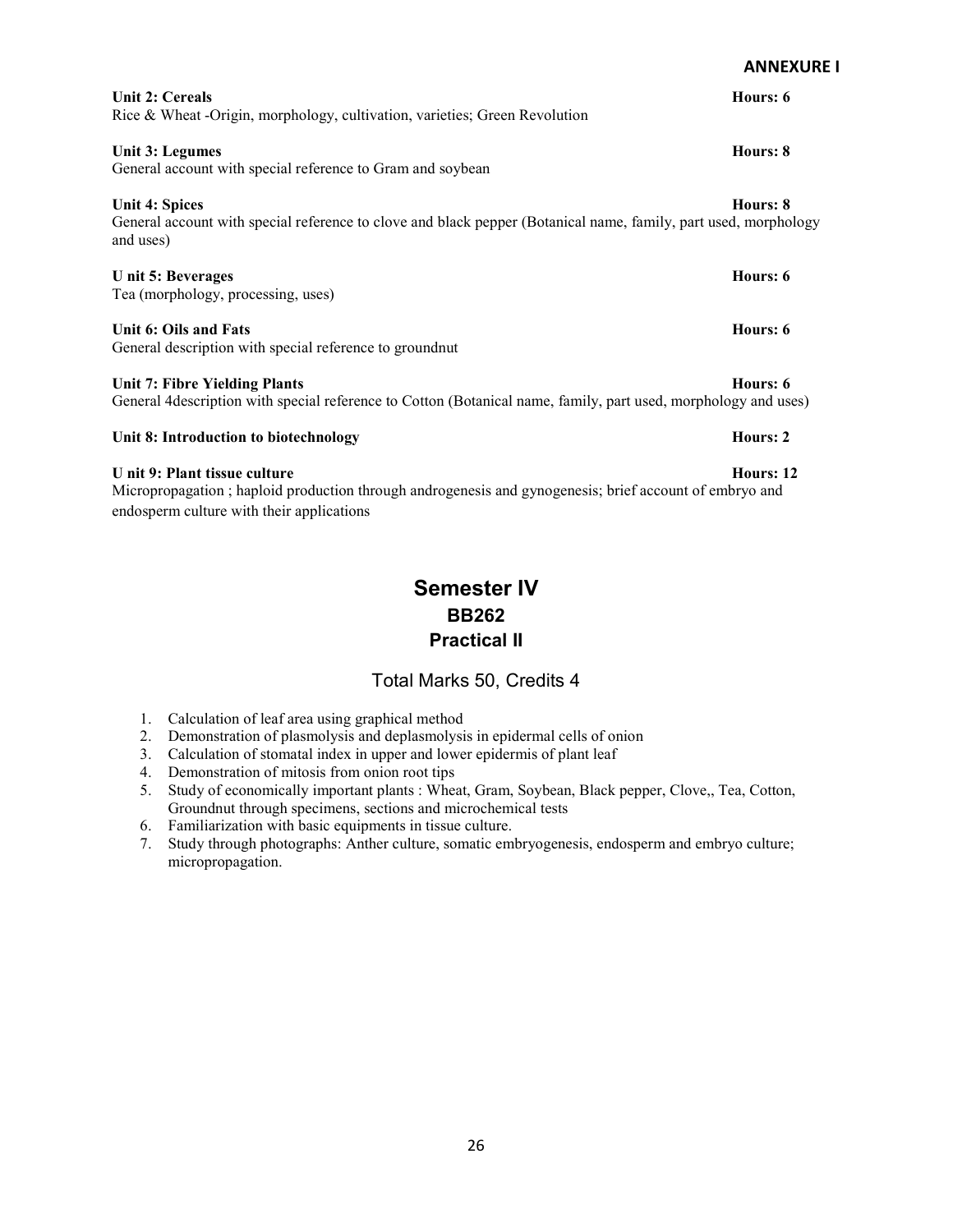**ANNEXURE I**

**Unit 2: Cereals** **Hours: 6**
Rice & Wheat -Origin, morphology, cultivation, varieties; Green Revolution

**Unit 3: Legumes** **Hours: 8**
General account with special reference to Gram and soybean

**Unit 4: Spices** **Hours: 8**
General account with special reference to clove and black pepper (Botanical name, family, part used, morphology and uses)

**U nit 5: Beverages** **Hours: 6**
Tea (morphology, processing, uses)

**Unit 6: Oils and Fats** **Hours: 6**
General description with special reference to groundnut

**Unit 7: Fibre Yielding Plants** **Hours: 6**
General 4description with special reference to Cotton (Botanical name, family, part used, morphology and uses)

**Unit 8: Introduction to biotechnology** **Hours: 2**

**U nit 9: Plant tissue culture** **Hours: 12**
Micropropagation ; haploid production through androgenesis and gynogenesis; brief account of embryo and endosperm culture with their applications

## Semester IV
## BB262
## Practical II

Total Marks 50, Credits 4

1. Calculation of leaf area using graphical method
2. Demonstration of plasmolysis and deplasmolysis in epidermal cells of onion
3. Calculation of stomatal index in upper and lower epidermis of plant leaf
4. Demonstration of mitosis from onion root tips
5. Study of economically important plants : Wheat, Gram, Soybean, Black pepper, Clove,, Tea, Cotton, Groundnut through specimens, sections and microchemical tests
6. Familiarization with basic equipments in tissue culture.
7. Study through photographs: Anther culture, somatic embryogenesis, endosperm and embryo culture; micropropagation.